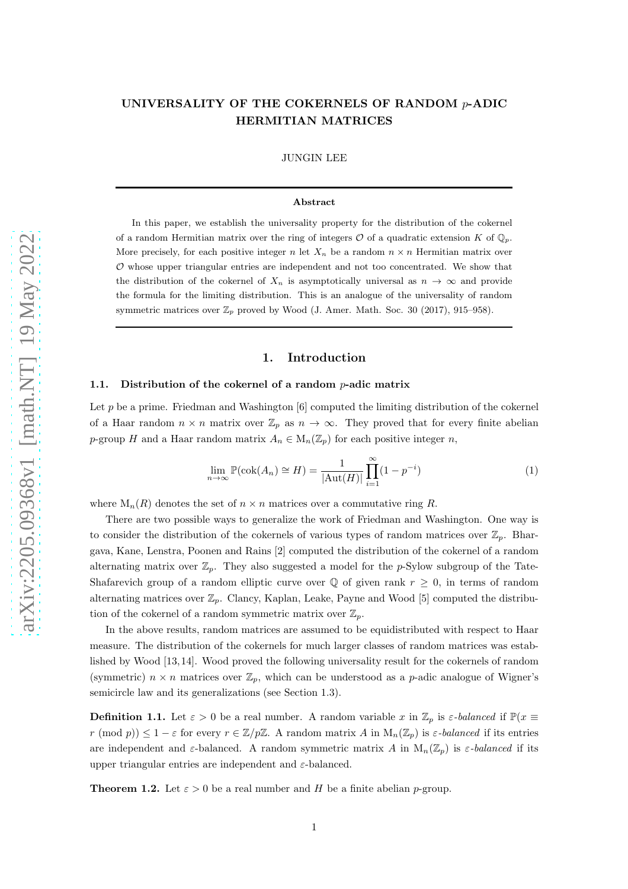# UNIVERSALITY OF THE COKERNELS OF RANDOM $p$-ADIC HERMITIAN MATRICES

JUNGIN LEE

**Abstract**

In this paper, we establish the universality property for the distribution of the cokernel of a random Hermitian matrix over the ring of integers $\mathcal{O}$ of a quadratic extension $K$ of $\mathbb{Q}_p$. More precisely, for each positive integer $n$ let $X_n$ be a random $n \times n$ Hermitian matrix over $\mathcal{O}$ whose upper triangular entries are independent and not too concentrated. We show that the distribution of the cokernel of $X_n$ is asymptotically universal as $n \to \infty$ and provide the formula for the limiting distribution. This is an analogue of the universality of random symmetric matrices over $\mathbb{Z}_p$ proved by Wood (J. Amer. Math. Soc. 30 (2017), 915–958).

## 1. Introduction

### 1.1. Distribution of the cokernel of a random $p$-adic matrix

Let $p$ be a prime. Friedman and Washington [6] computed the limiting distribution of the cokernel of a Haar random $n \times n$ matrix over $\mathbb{Z}_p$ as $n \to \infty$. They proved that for every finite abelian $p$-group $H$ and a Haar random matrix $A_n \in \mathrm{M}_n(\mathbb{Z}_p)$ for each positive integer $n$,

$$\lim_{n \to \infty} \mathbb{P}(\mathrm{cok}(A_n) \cong H) = \frac{1}{|\mathrm{Aut}(H)|} \prod_{i=1}^{\infty} (1 - p^{-i}) \tag{1}$$

where $\mathrm{M}_n(R)$ denotes the set of $n \times n$ matrices over a commutative ring $R$.

There are two possible ways to generalize the work of Friedman and Washington. One way is to consider the distribution of the cokernels of various types of random matrices over $\mathbb{Z}_p$. Bhargava, Kane, Lenstra, Poonen and Rains [2] computed the distribution of the cokernel of a random alternating matrix over $\mathbb{Z}_p$. They also suggested a model for the $p$-Sylow subgroup of the Tate-Shafarevich group of a random elliptic curve over $\mathbb{Q}$ of given rank $r \geq 0$, in terms of random alternating matrices over $\mathbb{Z}_p$. Clancy, Kaplan, Leake, Payne and Wood [5] computed the distribution of the cokernel of a random symmetric matrix over $\mathbb{Z}_p$.

In the above results, random matrices are assumed to be equidistributed with respect to Haar measure. The distribution of the cokernels for much larger classes of random matrices was established by Wood [13,14]. Wood proved the following universality result for the cokernels of random (symmetric) $n \times n$ matrices over $\mathbb{Z}_p$, which can be understood as a $p$-adic analogue of Wigner's semicircle law and its generalizations (see Section 1.3).

**Definition 1.1.** Let $\varepsilon > 0$ be a real number. A random variable $x$ in $\mathbb{Z}_p$ is *$\varepsilon$-balanced* if $\mathbb{P}(x \equiv r \pmod{p}) \leq 1 - \varepsilon$ for every $r \in \mathbb{Z}/p\mathbb{Z}$. A random matrix $A$ in $\mathrm{M}_n(\mathbb{Z}_p)$ is *$\varepsilon$-balanced* if its entries are independent and $\varepsilon$-balanced. A random symmetric matrix $A$ in $\mathrm{M}_n(\mathbb{Z}_p)$ is *$\varepsilon$-balanced* if its upper triangular entries are independent and $\varepsilon$-balanced.

**Theorem 1.2.** Let $\varepsilon > 0$ be a real number and $H$ be a finite abelian $p$-group.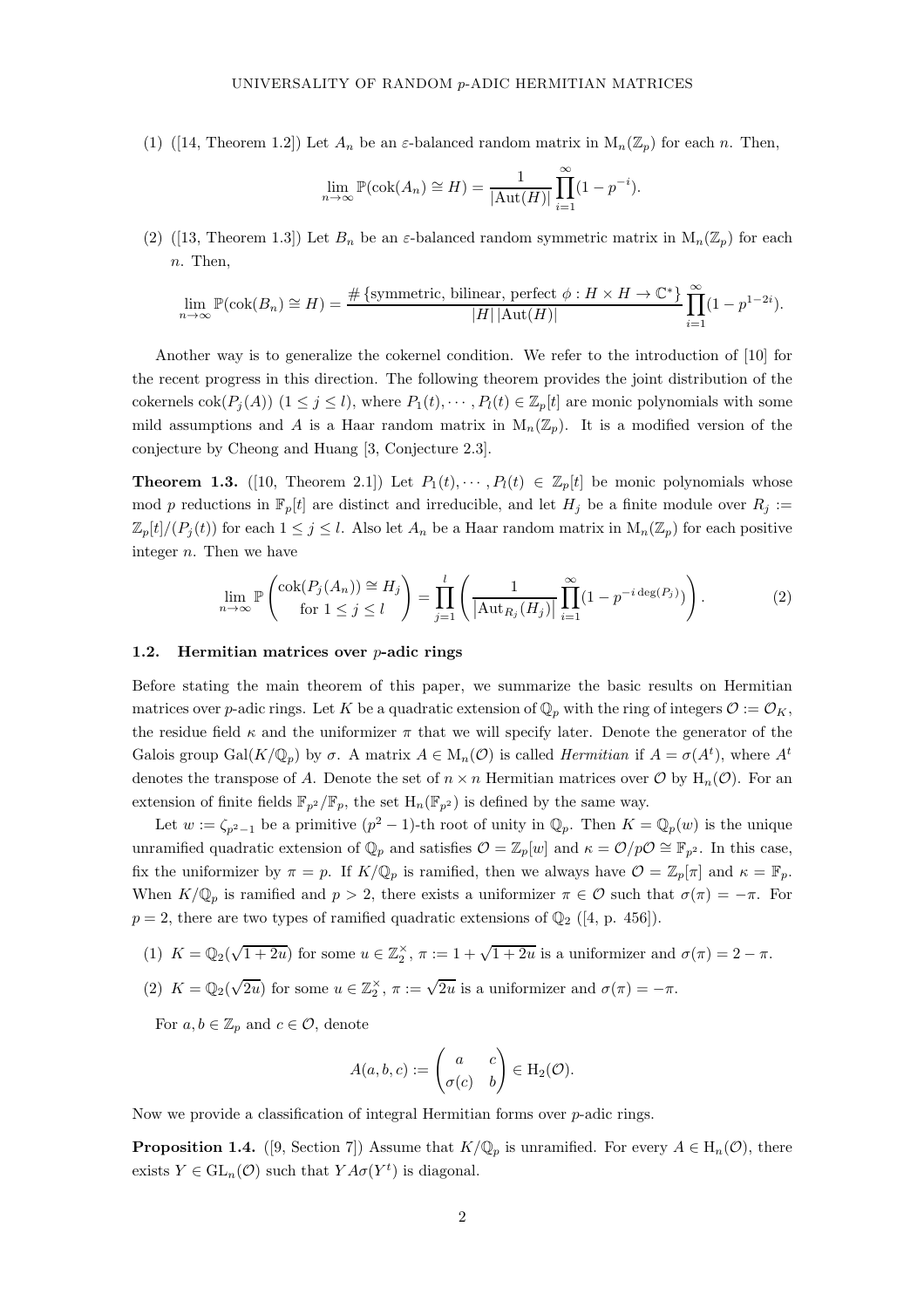(1) ([14, Theorem 1.2]) Let $A_n$ be an $\varepsilon$-balanced random matrix in $\mathrm{M}_n(\mathbb{Z}_p)$ for each $n$. Then,

$$\lim_{n \to \infty} \mathbb{P}(\mathrm{cok}(A_n) \cong H) = \frac{1}{|\mathrm{Aut}(H)|} \prod_{i=1}^{\infty} (1 - p^{-i}).$$

(2) ([13, Theorem 1.3]) Let $B_n$ be an $\varepsilon$-balanced random symmetric matrix in $\mathrm{M}_n(\mathbb{Z}_p)$ for each $n$. Then,

$$\lim_{n \to \infty} \mathbb{P}(\mathrm{cok}(B_n) \cong H) = \frac{\# \{\text{symmetric, bilinear, perfect } \phi : H \times H \to \mathbb{C}^*\}}{|H| \, |\mathrm{Aut}(H)|} \prod_{i=1}^{\infty} (1 - p^{1-2i}).$$

Another way is to generalize the cokernel condition. We refer to the introduction of [10] for the recent progress in this direction. The following theorem provides the joint distribution of the cokernels $\mathrm{cok}(P_j(A))$ $(1 \le j \le l)$, where $P_1(t), \cdots, P_l(t) \in \mathbb{Z}_p[t]$ are monic polynomials with some mild assumptions and $A$ is a Haar random matrix in $\mathrm{M}_n(\mathbb{Z}_p)$. It is a modified version of the conjecture by Cheong and Huang [3, Conjecture 2.3].

**Theorem 1.3.** ([10, Theorem 2.1]) Let $P_1(t), \cdots, P_l(t) \in \mathbb{Z}_p[t]$ be monic polynomials whose mod $p$ reductions in $\mathbb{F}_p[t]$ are distinct and irreducible, and let $H_j$ be a finite module over $R_j := \mathbb{Z}_p[t]/(P_j(t))$ for each $1 \le j \le l$. Also let $A_n$ be a Haar random matrix in $\mathrm{M}_n(\mathbb{Z}_p)$ for each positive integer $n$. Then we have

$$\lim_{n \to \infty} \mathbb{P} \begin{pmatrix} \mathrm{cok}(P_j(A_n)) \cong H_j \\ \text{for } 1 \le j \le l \end{pmatrix} = \prod_{j=1}^{l} \left( \frac{1}{|\mathrm{Aut}_{R_j}(H_j)|} \prod_{i=1}^{\infty} (1 - p^{-i \deg(P_j)}) \right). \tag{2}$$

### 1.2. Hermitian matrices over $p$-adic rings

Before stating the main theorem of this paper, we summarize the basic results on Hermitian matrices over $p$-adic rings. Let $K$ be a quadratic extension of $\mathbb{Q}_p$ with the ring of integers $\mathcal{O} := \mathcal{O}_K$, the residue field $\kappa$ and the uniformizer $\pi$ that we will specify later. Denote the generator of the Galois group $\mathrm{Gal}(K/\mathbb{Q}_p)$ by $\sigma$. A matrix $A \in \mathrm{M}_n(\mathcal{O})$ is called *Hermitian* if $A = \sigma(A^t)$, where $A^t$ denotes the transpose of $A$. Denote the set of $n \times n$ Hermitian matrices over $\mathcal{O}$ by $\mathrm{H}_n(\mathcal{O})$. For an extension of finite fields $\mathbb{F}_{p^2}/\mathbb{F}_p$, the set $\mathrm{H}_n(\mathbb{F}_{p^2})$ is defined by the same way.

Let $w := \zeta_{p^2-1}$ be a primitive $(p^2-1)$-th root of unity in $\mathbb{Q}_p$. Then $K = \mathbb{Q}_p(w)$ is the unique unramified quadratic extension of $\mathbb{Q}_p$ and satisfies $\mathcal{O} = \mathbb{Z}_p[w]$ and $\kappa = \mathcal{O}/p\mathcal{O} \cong \mathbb{F}_{p^2}$. In this case, fix the uniformizer by $\pi = p$. If $K/\mathbb{Q}_p$ is ramified, then we always have $\mathcal{O} = \mathbb{Z}_p[\pi]$ and $\kappa = \mathbb{F}_p$. When $K/\mathbb{Q}_p$ is ramified and $p > 2$, there exists a uniformizer $\pi \in \mathcal{O}$ such that $\sigma(\pi) = -\pi$. For $p = 2$, there are two types of ramified quadratic extensions of $\mathbb{Q}_2$ ([4, p. 456]).

(1) $K = \mathbb{Q}_2(\sqrt{1+2u})$ for some $u \in \mathbb{Z}_2^{\times}$, $\pi := 1 + \sqrt{1+2u}$ is a uniformizer and $\sigma(\pi) = 2 - \pi$.

(2) $K = \mathbb{Q}_2(\sqrt{2u})$ for some $u \in \mathbb{Z}_2^{\times}$, $\pi := \sqrt{2u}$ is a uniformizer and $\sigma(\pi) = -\pi$.

For $a, b \in \mathbb{Z}_p$ and $c \in \mathcal{O}$, denote

$$A(a, b, c) := \begin{pmatrix} a & c \\ \sigma(c) & b \end{pmatrix} \in \mathrm{H}_2(\mathcal{O}).$$

Now we provide a classification of integral Hermitian forms over $p$-adic rings.

**Proposition 1.4.** ([9, Section 7]) Assume that $K/\mathbb{Q}_p$ is unramified. For every $A \in \mathrm{H}_n(\mathcal{O})$, there exists $Y \in \mathrm{GL}_n(\mathcal{O})$ such that $YA\sigma(Y^t)$ is diagonal.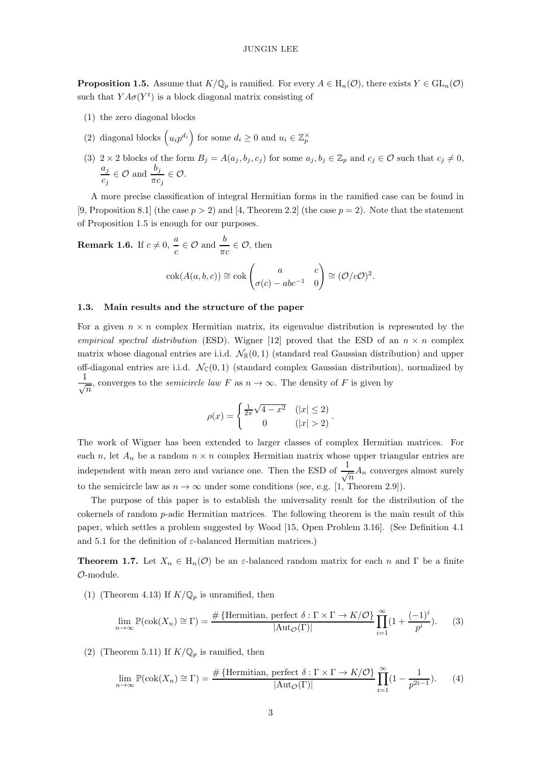**Proposition 1.5.** Assume that $K/\mathbb{Q}_p$ is ramified. For every $A \in \mathrm{H}_n(\mathcal{O})$, there exists $Y \in \mathrm{GL}_n(\mathcal{O})$ such that $YA\sigma(Y^t)$ is a block diagonal matrix consisting of

1. the zero diagonal blocks
2. diagonal blocks $\begin{pmatrix} u_i p^{d_i} \end{pmatrix}$ for some $d_i \geq 0$ and $u_i \in \mathbb{Z}_p^\times$
3. $2 \times 2$ blocks of the form $B_j = A(a_j, b_j, c_j)$ for some $a_j, b_j \in \mathbb{Z}_p$ and $c_j \in \mathcal{O}$ such that $c_j \neq 0$, $\dfrac{a_j}{c_j} \in \mathcal{O}$ and $\dfrac{b_j}{\pi c_j} \in \mathcal{O}$.

A more precise classification of integral Hermitian forms in the ramified case can be found in [9, Proposition 8.1] (the case $p > 2$) and [4, Theorem 2.2] (the case $p = 2$). Note that the statement of Proposition 1.5 is enough for our purposes.

**Remark 1.6.** If $c \neq 0$, $\dfrac{a}{c} \in \mathcal{O}$ and $\dfrac{b}{\pi c} \in \mathcal{O}$, then

$$\mathrm{cok}(A(a,b,c)) \cong \mathrm{cok}\begin{pmatrix} a & c \\ \sigma(c) - abc^{-1} & 0 \end{pmatrix} \cong (\mathcal{O}/c\mathcal{O})^2.$$

### 1.3. Main results and the structure of the paper

For a given $n \times n$ complex Hermitian matrix, its eigenvalue distribution is represented by the *empirical spectral distribution* (ESD). Wigner [12] proved that the ESD of an $n \times n$ complex matrix whose diagonal entries are i.i.d. $\mathcal{N}_{\mathbb{R}}(0,1)$ (standard real Gaussian distribution) and upper off-diagonal entries are i.i.d. $\mathcal{N}_{\mathbb{C}}(0,1)$ (standard complex Gaussian distribution), normalized by $\dfrac{1}{\sqrt{n}}$, converges to the *semicircle law* $F$ as $n \to \infty$. The density of $F$ is given by

$$\rho(x) = \begin{cases} \frac{1}{2\pi}\sqrt{4 - x^2} & (|x| \leq 2) \\ 0 & (|x| > 2) \end{cases}.$$

The work of Wigner has been extended to larger classes of complex Hermitian matrices. For each $n$, let $A_n$ be a random $n \times n$ complex Hermitian matrix whose upper triangular entries are independent with mean zero and variance one. Then the ESD of $\dfrac{1}{\sqrt{n}} A_n$ converges almost surely to the semicircle law as $n \to \infty$ under some conditions (see, e.g. [1, Theorem 2.9]).

The purpose of this paper is to establish the universality result for the distribution of the cokernels of random $p$-adic Hermitian matrices. The following theorem is the main result of this paper, which settles a problem suggested by Wood [15, Open Problem 3.16]. (See Definition 4.1 and 5.1 for the definition of $\varepsilon$-balanced Hermitian matrices.)

**Theorem 1.7.** Let $X_n \in \mathrm{H}_n(\mathcal{O})$ be an $\varepsilon$-balanced random matrix for each $n$ and $\Gamma$ be a finite $\mathcal{O}$-module.

1. (Theorem 4.13) If $K/\mathbb{Q}_p$ is unramified, then

$$\lim_{n \to \infty} \mathbb{P}(\mathrm{cok}(X_n) \cong \Gamma) = \frac{\#\{\text{Hermitian, perfect } \delta : \Gamma \times \Gamma \to K/\mathcal{O}\}}{|\mathrm{Aut}_{\mathcal{O}}(\Gamma)|} \prod_{i=1}^{\infty} (1 + \frac{(-1)^i}{p^i}). \tag{3}$$

2. (Theorem 5.11) If $K/\mathbb{Q}_p$ is ramified, then

$$\lim_{n \to \infty} \mathbb{P}(\mathrm{cok}(X_n) \cong \Gamma) = \frac{\#\{\text{Hermitian, perfect } \delta : \Gamma \times \Gamma \to K/\mathcal{O}\}}{|\mathrm{Aut}_{\mathcal{O}}(\Gamma)|} \prod_{i=1}^{\infty} (1 - \frac{1}{p^{2i-1}}). \tag{4}$$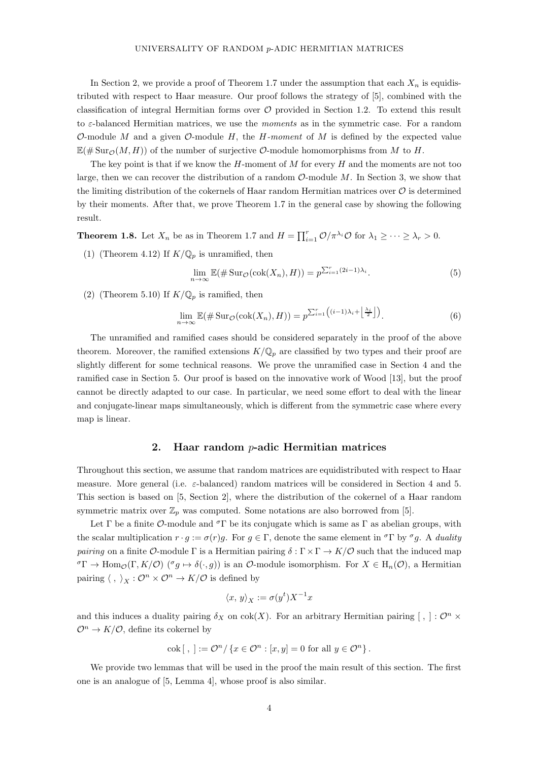In Section 2, we provide a proof of Theorem 1.7 under the assumption that each $X_n$ is equidistributed with respect to Haar measure. Our proof follows the strategy of [5], combined with the classification of integral Hermitian forms over $\mathcal{O}$ provided in Section 1.2. To extend this result to $\varepsilon$-balanced Hermitian matrices, we use the *moments* as in the symmetric case. For a random $\mathcal{O}$-module $M$ and a given $\mathcal{O}$-module $H$, the *$H$-moment* of $M$ is defined by the expected value $\mathbb{E}(\#\operatorname{Sur}_{\mathcal{O}}(M,H))$ of the number of surjective $\mathcal{O}$-module homomorphisms from $M$ to $H$.

The key point is that if we know the $H$-moment of $M$ for every $H$ and the moments are not too large, then we can recover the distribution of a random $\mathcal{O}$-module $M$. In Section 3, we show that the limiting distribution of the cokernels of Haar random Hermitian matrices over $\mathcal{O}$ is determined by their moments. After that, we prove Theorem 1.7 in the general case by showing the following result.

**Theorem 1.8.** Let $X_n$ be as in Theorem 1.7 and $H = \prod_{i=1}^{r} \mathcal{O}/\pi^{\lambda_i}\mathcal{O}$ for $\lambda_1 \geq \cdots \geq \lambda_r > 0$.

(1) (Theorem 4.12) If $K/\mathbb{Q}_p$ is unramified, then

$$\lim_{n\to\infty} \mathbb{E}(\#\operatorname{Sur}_{\mathcal{O}}(\operatorname{cok}(X_n), H)) = p^{\sum_{i=1}^{r}(2i-1)\lambda_i}. \tag{5}$$

(2) (Theorem 5.10) If $K/\mathbb{Q}_p$ is ramified, then

$$\lim_{n\to\infty} \mathbb{E}(\#\operatorname{Sur}_{\mathcal{O}}(\operatorname{cok}(X_n), H)) = p^{\sum_{i=1}^{r}\left((i-1)\lambda_i + \left\lfloor \frac{\lambda_i}{2} \right\rfloor\right)}. \tag{6}$$

The unramified and ramified cases should be considered separately in the proof of the above theorem. Moreover, the ramified extensions $K/\mathbb{Q}_p$ are classified by two types and their proof are slightly different for some technical reasons. We prove the unramified case in Section 4 and the ramified case in Section 5. Our proof is based on the innovative work of Wood [13], but the proof cannot be directly adapted to our case. In particular, we need some effort to deal with the linear and conjugate-linear maps simultaneously, which is different from the symmetric case where every map is linear.

## 2. Haar random $p$-adic Hermitian matrices

Throughout this section, we assume that random matrices are equidistributed with respect to Haar measure. More general (i.e. $\varepsilon$-balanced) random matrices will be considered in Section 4 and 5. This section is based on [5, Section 2], where the distribution of the cokernel of a Haar random symmetric matrix over $\mathbb{Z}_p$ was computed. Some notations are also borrowed from [5].

Let $\Gamma$ be a finite $\mathcal{O}$-module and ${}^{\sigma}\Gamma$ be its conjugate which is same as $\Gamma$ as abelian groups, with the scalar multiplication $r \cdot g := \sigma(r)g$. For $g \in \Gamma$, denote the same element in ${}^{\sigma}\Gamma$ by ${}^{\sigma}g$. A *duality pairing* on a finite $\mathcal{O}$-module $\Gamma$ is a Hermitian pairing $\delta : \Gamma \times \Gamma \to K/\mathcal{O}$ such that the induced map ${}^{\sigma}\Gamma \to \operatorname{Hom}_{\mathcal{O}}(\Gamma, K/\mathcal{O})$ (${}^{\sigma}g \mapsto \delta(\cdot, g)$) is an $\mathcal{O}$-module isomorphism. For $X \in \mathrm{H}_n(\mathcal{O})$, a Hermitian pairing $\langle\, ,\, \rangle_X : \mathcal{O}^n \times \mathcal{O}^n \to K/\mathcal{O}$ is defined by

$$\langle x, y \rangle_X := \sigma(y^t) X^{-1} x$$

and this induces a duality pairing $\delta_X$ on $\operatorname{cok}(X)$. For an arbitrary Hermitian pairing $[\, ,\, ] : \mathcal{O}^n \times \mathcal{O}^n \to K/\mathcal{O}$, define its cokernel by

$$\operatorname{cok}[\, ,\, ] := \mathcal{O}^n / \{x \in \mathcal{O}^n : [x, y] = 0 \text{ for all } y \in \mathcal{O}^n\}.$$

We provide two lemmas that will be used in the proof the main result of this section. The first one is an analogue of [5, Lemma 4], whose proof is also similar.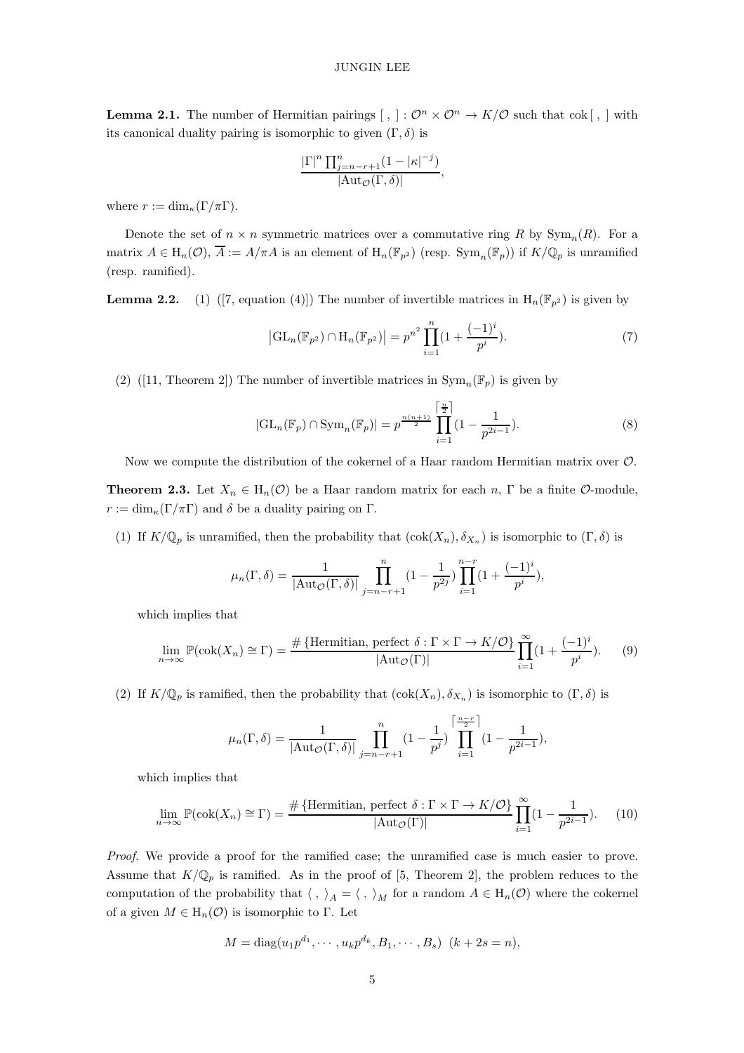**Lemma 2.1.** The number of Hermitian pairings $[\ ,\ ] : \mathcal{O}^n \times \mathcal{O}^n \to K/\mathcal{O}$ such that $\operatorname{cok}[\ ,\ ]$ with its canonical duality pairing is isomorphic to given $(\Gamma, \delta)$ is

$$\frac{|\Gamma|^n \prod_{j=n-r+1}^{n}(1-|\kappa|^{-j})}{|\operatorname{Aut}_{\mathcal{O}}(\Gamma, \delta)|},$$

where $r := \dim_\kappa(\Gamma/\pi\Gamma)$.

Denote the set of $n \times n$ symmetric matrices over a commutative ring $R$ by $\operatorname{Sym}_n(R)$. For a matrix $A \in \mathrm{H}_n(\mathcal{O})$, $\overline{A} := A/\pi A$ is an element of $\mathrm{H}_n(\mathbb{F}_{p^2})$ (resp. $\operatorname{Sym}_n(\mathbb{F}_p)$) if $K/\mathbb{Q}_p$ is unramified (resp. ramified).

**Lemma 2.2.**
(1) ([7, equation (4)]) The number of invertible matrices in $\mathrm{H}_n(\mathbb{F}_{p^2})$ is given by

$$\left|\mathrm{GL}_n(\mathbb{F}_{p^2}) \cap \mathrm{H}_n(\mathbb{F}_{p^2})\right| = p^{n^2} \prod_{i=1}^{n}(1+\frac{(-1)^i}{p^i}). \tag{7}$$

(2) ([11, Theorem 2]) The number of invertible matrices in $\operatorname{Sym}_n(\mathbb{F}_p)$ is given by

$$|\mathrm{GL}_n(\mathbb{F}_p) \cap \operatorname{Sym}_n(\mathbb{F}_p)| = p^{\frac{n(n+1)}{2}} \prod_{i=1}^{\lceil \frac{n}{2} \rceil}(1-\frac{1}{p^{2i-1}}). \tag{8}$$

Now we compute the distribution of the cokernel of a Haar random Hermitian matrix over $\mathcal{O}$.

**Theorem 2.3.** Let $X_n \in \mathrm{H}_n(\mathcal{O})$ be a Haar random matrix for each $n$, $\Gamma$ be a finite $\mathcal{O}$-module, $r := \dim_\kappa(\Gamma/\pi\Gamma)$ and $\delta$ be a duality pairing on $\Gamma$.

(1) If $K/\mathbb{Q}_p$ is unramified, then the probability that $(\operatorname{cok}(X_n), \delta_{X_n})$ is isomorphic to $(\Gamma, \delta)$ is

$$\mu_n(\Gamma, \delta) = \frac{1}{|\operatorname{Aut}_{\mathcal{O}}(\Gamma, \delta)|} \prod_{j=n-r+1}^{n}(1-\frac{1}{p^{2j}}) \prod_{i=1}^{n-r}(1+\frac{(-1)^i}{p^i}),$$

which implies that

$$\lim_{n\to\infty} \mathbb{P}(\operatorname{cok}(X_n) \cong \Gamma) = \frac{\#\left\{\text{Hermitian, perfect } \delta : \Gamma \times \Gamma \to K/\mathcal{O}\right\}}{|\operatorname{Aut}_{\mathcal{O}}(\Gamma)|} \prod_{i=1}^{\infty}(1+\frac{(-1)^i}{p^i}). \tag{9}$$

(2) If $K/\mathbb{Q}_p$ is ramified, then the probability that $(\operatorname{cok}(X_n), \delta_{X_n})$ is isomorphic to $(\Gamma, \delta)$ is

$$\mu_n(\Gamma, \delta) = \frac{1}{|\operatorname{Aut}_{\mathcal{O}}(\Gamma, \delta)|} \prod_{j=n-r+1}^{n}(1-\frac{1}{p^j}) \prod_{i=1}^{\lceil \frac{n-r}{2} \rceil}(1-\frac{1}{p^{2i-1}}),$$

which implies that

$$\lim_{n\to\infty} \mathbb{P}(\operatorname{cok}(X_n) \cong \Gamma) = \frac{\#\left\{\text{Hermitian, perfect } \delta : \Gamma \times \Gamma \to K/\mathcal{O}\right\}}{|\operatorname{Aut}_{\mathcal{O}}(\Gamma)|} \prod_{i=1}^{\infty}(1-\frac{1}{p^{2i-1}}). \tag{10}$$

*Proof.* We provide a proof for the ramified case; the unramified case is much easier to prove. Assume that $K/\mathbb{Q}_p$ is ramified. As in the proof of [5, Theorem 2], the problem reduces to the computation of the probability that $\langle\ ,\ \rangle_A = \langle\ ,\ \rangle_M$ for a random $A \in \mathrm{H}_n(\mathcal{O})$ where the cokernel of a given $M \in \mathrm{H}_n(\mathcal{O})$ is isomorphic to $\Gamma$. Let

$$M = \operatorname{diag}(u_1 p^{d_1}, \cdots, u_k p^{d_k}, B_1, \cdots, B_s) \;\; (k + 2s = n),$$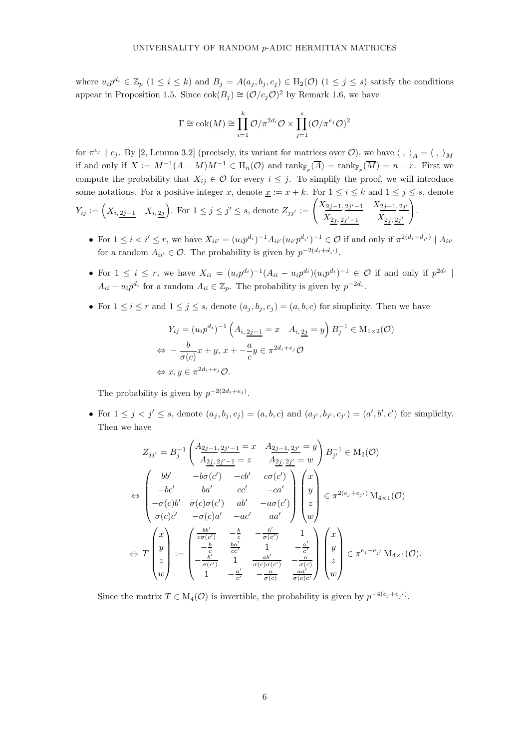where $u_i p^{d_i} \in \mathbb{Z}_p$ $(1 \leq i \leq k)$ and $B_j = A(a_j, b_j, c_j) \in \mathrm{H}_2(\mathcal{O})$ $(1 \leq j \leq s)$ satisfy the conditions appear in Proposition 1.5. Since $\mathrm{cok}(B_j) \cong (\mathcal{O}/c_j\mathcal{O})^2$ by Remark 1.6, we have

$$\Gamma \cong \mathrm{cok}(M) \cong \prod_{i=1}^{k} \mathcal{O}/\pi^{2d_i}\mathcal{O} \times \prod_{j=1}^{s} (\mathcal{O}/\pi^{e_j}\mathcal{O})^2$$

for $\pi^{e_j} \parallel c_j$. By [2, Lemma 3.2] (precisely, its variant for matrices over $\mathcal{O}$), we have $\langle \, , \, \rangle_A = \langle \, , \, \rangle_M$ if and only if $X := M^{-1}(A-M)M^{-1} \in \mathrm{H}_n(\mathcal{O})$ and $\mathrm{rank}_{\mathbb{F}_p}(\overline{A}) = \mathrm{rank}_{\mathbb{F}_p}(\overline{M}) = n-r$. First we compute the probability that $X_{ij} \in \mathcal{O}$ for every $i \leq j$. To simplify the proof, we will introduce some notations. For a positive integer $x$, denote $\underline{x} := x + k$. For $1 \leq i \leq k$ and $1 \leq j \leq s$, denote $Y_{ij} := \begin{pmatrix} X_{i,\underline{2j-1}} & X_{i,\underline{2j}} \end{pmatrix}$. For $1 \leq j \leq j' \leq s$, denote $Z_{jj'} := \begin{pmatrix} X_{\underline{2j-1},\underline{2j'-1}} & X_{\underline{2j-1},\underline{2j'}} \\ X_{\underline{2j},\underline{2j'-1}} & X_{\underline{2j},\underline{2j'}} \end{pmatrix}$.

- For $1 \leq i < i' \leq r$, we have $X_{ii'} = (u_i p^{d_i})^{-1} A_{ii'} (u_{i'} p^{d_{i'}})^{-1} \in \mathcal{O}$ if and only if $\pi^{2(d_i + d_{i'})} \mid A_{ii'}$ for a random $A_{ii'} \in \mathcal{O}$. The probability is given by $p^{-2(d_i + d_{i'})}$.

- For $1 \leq i \leq r$, we have $X_{ii} = (u_i p^{d_i})^{-1} (A_{ii} - u_i p^{d_i}) (u_i p^{d_i})^{-1} \in \mathcal{O}$ if and only if $p^{2d_i} \mid A_{ii} - u_i p^{d_i}$ for a random $A_{ii} \in \mathbb{Z}_p$. The probability is given by $p^{-2d_i}$.

- For $1 \leq i \leq r$ and $1 \leq j \leq s$, denote $(a_j, b_j, c_j) = (a, b, c)$ for simplicity. Then we have

$$\begin{aligned}
& Y_{ij} = (u_i p^{d_i})^{-1} \begin{pmatrix} A_{i,\underline{2j-1}} = x & A_{i,\underline{2j}} = y \end{pmatrix} B_j^{-1} \in \mathrm{M}_{1\times 2}(\mathcal{O}) \\
\Leftrightarrow \; & -\frac{b}{\sigma(c)} x + y, \; x + -\frac{a}{c} y \in \pi^{2d_i + e_j}\mathcal{O} \\
\Leftrightarrow \; & x, y \in \pi^{2d_i + e_j}\mathcal{O}.
\end{aligned}$$

  The probability is given by $p^{-2(2d_i + e_j)}$.

- For $1 \leq j < j' \leq s$, denote $(a_j, b_j, c_j) = (a, b, c)$ and $(a_{j'}, b_{j'}, c_{j'}) = (a', b', c')$ for simplicity. Then we have

$$\begin{aligned}
& Z_{jj'} = B_j^{-1} \begin{pmatrix} A_{\underline{2j-1},\underline{2j'-1}} = x & A_{\underline{2j-1},\underline{2j'}} = y \\ A_{\underline{2j},\underline{2j'-1}} = z & A_{\underline{2j},\underline{2j'}} = w \end{pmatrix} B_{j'}^{-1} \in \mathrm{M}_2(\mathcal{O}) \\
\Leftrightarrow \; & \begin{pmatrix} bb' & -b\sigma(c') & -cb' & c\sigma(c') \\ -bc' & ba' & cc' & -ca' \\ -\sigma(c)b' & \sigma(c)\sigma(c') & ab' & -a\sigma(c') \\ \sigma(c)c' & -\sigma(c)a' & -ac' & aa' \end{pmatrix} \begin{pmatrix} x \\ y \\ z \\ w \end{pmatrix} \in \pi^{2(e_j + e_{j'})} \mathrm{M}_{4\times 1}(\mathcal{O}) \\
\Leftrightarrow \; & T \begin{pmatrix} x \\ y \\ z \\ w \end{pmatrix} := \begin{pmatrix} \frac{bb'}{c\sigma(c')} & -\frac{b}{c} & -\frac{b'}{\sigma(c')} & 1 \\ -\frac{b}{c} & \frac{ba'}{cc'} & 1 & -\frac{a'}{c'} \\ -\frac{b'}{\sigma(c')} & 1 & \frac{ab'}{\sigma(c)\sigma(c')} & -\frac{a}{\sigma(c)} \\ 1 & -\frac{a'}{c'} & -\frac{a}{\sigma(c)} & \frac{aa'}{\sigma(c)c'} \end{pmatrix} \begin{pmatrix} x \\ y \\ z \\ w \end{pmatrix} \in \pi^{e_j + e_{j'}} \mathrm{M}_{4\times 1}(\mathcal{O}).
\end{aligned}$$

  Since the matrix $T \in \mathrm{M}_4(\mathcal{O})$ is invertible, the probability is given by $p^{-4(e_j + e_{j'})}$.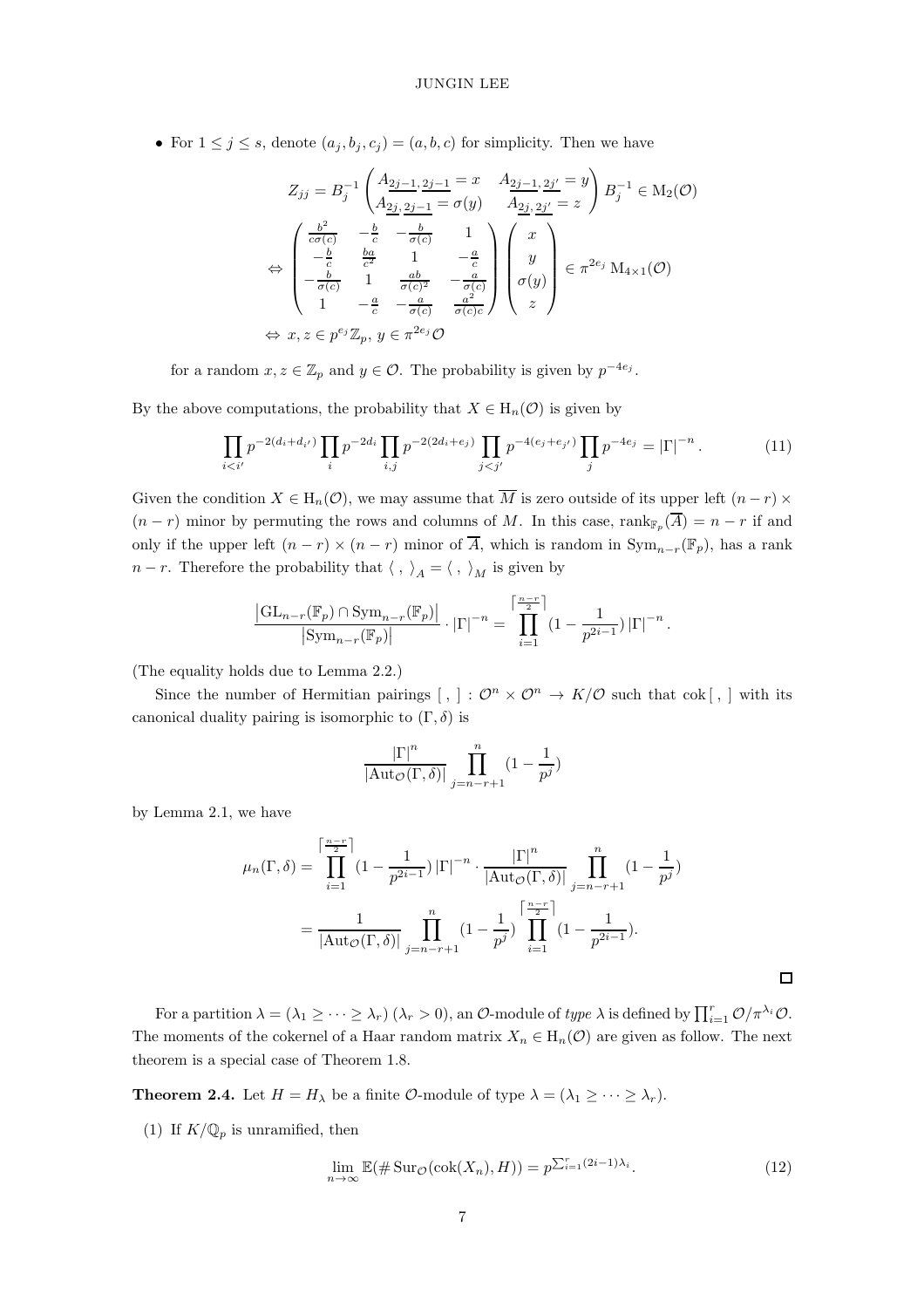- For $1 \leq j \leq s$, denote $(a_j, b_j, c_j) = (a, b, c)$ for simplicity. Then we have

$$
\begin{aligned}
& Z_{jj} = B_j^{-1} \begin{pmatrix} A_{\underline{2j-1}, \underline{2j-1}} = x & A_{\underline{2j-1}, \underline{2j'}} = y \\ A_{\underline{2j}, \underline{2j-1}} = \sigma(y) & A_{\underline{2j}, \underline{2j'}} = z \end{pmatrix} B_j^{-1} \in \mathrm{M}_2(\mathcal{O}) \\
\Leftrightarrow & \begin{pmatrix} \frac{b^2}{c\sigma(c)} & -\frac{b}{c} & -\frac{b}{\sigma(c)} & 1 \\ -\frac{b}{c} & \frac{ba}{c^2} & 1 & -\frac{a}{c} \\ -\frac{b}{\sigma(c)} & 1 & \frac{ab}{\sigma(c)^2} & -\frac{a}{\sigma(c)} \\ 1 & -\frac{a}{c} & -\frac{a}{\sigma(c)} & \frac{a^2}{\sigma(c)c} \end{pmatrix} \begin{pmatrix} x \\ y \\ \sigma(y) \\ z \end{pmatrix} \in \pi^{2e_j} \mathrm{M}_{4 \times 1}(\mathcal{O}) \\
\Leftrightarrow & \; x, z \in p^{e_j} \mathbb{Z}_p, \, y \in \pi^{2e_j} \mathcal{O}
\end{aligned}
$$

for a random $x, z \in \mathbb{Z}_p$ and $y \in \mathcal{O}$. The probability is given by $p^{-4e_j}$.

By the above computations, the probability that $X \in \mathrm{H}_n(\mathcal{O})$ is given by

$$
\prod_{i<i'} p^{-2(d_i+d_{i'})} \prod_i p^{-2d_i} \prod_{i,j} p^{-2(2d_i+e_j)} \prod_{j<j'} p^{-4(e_j+e_{j'})} \prod_j p^{-4e_j} = |\Gamma|^{-n}. \tag{11}
$$

Given the condition $X \in \mathrm{H}_n(\mathcal{O})$, we may assume that $\overline{M}$ is zero outside of its upper left $(n-r) \times (n-r)$ minor by permuting the rows and columns of $M$. In this case, $\mathrm{rank}_{\mathbb{F}_p}(\overline{A}) = n-r$ if and only if the upper left $(n-r) \times (n-r)$ minor of $\overline{A}$, which is random in $\mathrm{Sym}_{n-r}(\mathbb{F}_p)$, has a rank $n-r$. Therefore the probability that $\langle \, , \, \rangle_A = \langle \, , \, \rangle_M$ is given by

$$
\frac{\left|\mathrm{GL}_{n-r}(\mathbb{F}_p) \cap \mathrm{Sym}_{n-r}(\mathbb{F}_p)\right|}{\left|\mathrm{Sym}_{n-r}(\mathbb{F}_p)\right|} \cdot |\Gamma|^{-n} = \prod_{i=1}^{\lceil \frac{n-r}{2} \rceil} (1 - \frac{1}{p^{2i-1}}) \, |\Gamma|^{-n}.
$$

(The equality holds due to Lemma 2.2.)

Since the number of Hermitian pairings $[\, , \,] : \mathcal{O}^n \times \mathcal{O}^n \to K/\mathcal{O}$ such that $\mathrm{cok}\, [\, , \,]$ with its canonical duality pairing is isomorphic to $(\Gamma, \delta)$ is

$$
\frac{|\Gamma|^n}{|\mathrm{Aut}_{\mathcal{O}}(\Gamma, \delta)|} \prod_{j=n-r+1}^{n} (1 - \frac{1}{p^j})
$$

by Lemma 2.1, we have

$$
\begin{aligned}
\mu_n(\Gamma, \delta) &= \prod_{i=1}^{\lceil \frac{n-r}{2} \rceil} (1 - \frac{1}{p^{2i-1}}) \, |\Gamma|^{-n} \cdot \frac{|\Gamma|^n}{|\mathrm{Aut}_{\mathcal{O}}(\Gamma, \delta)|} \prod_{j=n-r+1}^{n} (1 - \frac{1}{p^j}) \\
&= \frac{1}{|\mathrm{Aut}_{\mathcal{O}}(\Gamma, \delta)|} \prod_{j=n-r+1}^{n} (1 - \frac{1}{p^j}) \prod_{i=1}^{\lceil \frac{n-r}{2} \rceil} (1 - \frac{1}{p^{2i-1}}).
\end{aligned}
$$

□

For a partition $\lambda = (\lambda_1 \geq \cdots \geq \lambda_r)$ $(\lambda_r > 0)$, an $\mathcal{O}$-module of *type* $\lambda$ is defined by $\prod_{i=1}^r \mathcal{O}/\pi^{\lambda_i}\mathcal{O}$. The moments of the cokernel of a Haar random matrix $X_n \in \mathrm{H}_n(\mathcal{O})$ are given as follow. The next theorem is a special case of Theorem 1.8.

**Theorem 2.4.** Let $H = H_\lambda$ be a finite $\mathcal{O}$-module of type $\lambda = (\lambda_1 \geq \cdots \geq \lambda_r)$.

(1) If $K/\mathbb{Q}_p$ is unramified, then

$$
\lim_{n \to \infty} \mathbb{E}(\# \mathrm{Sur}_{\mathcal{O}}(\mathrm{cok}(X_n), H)) = p^{\sum_{i=1}^r (2i-1)\lambda_i}. \tag{12}
$$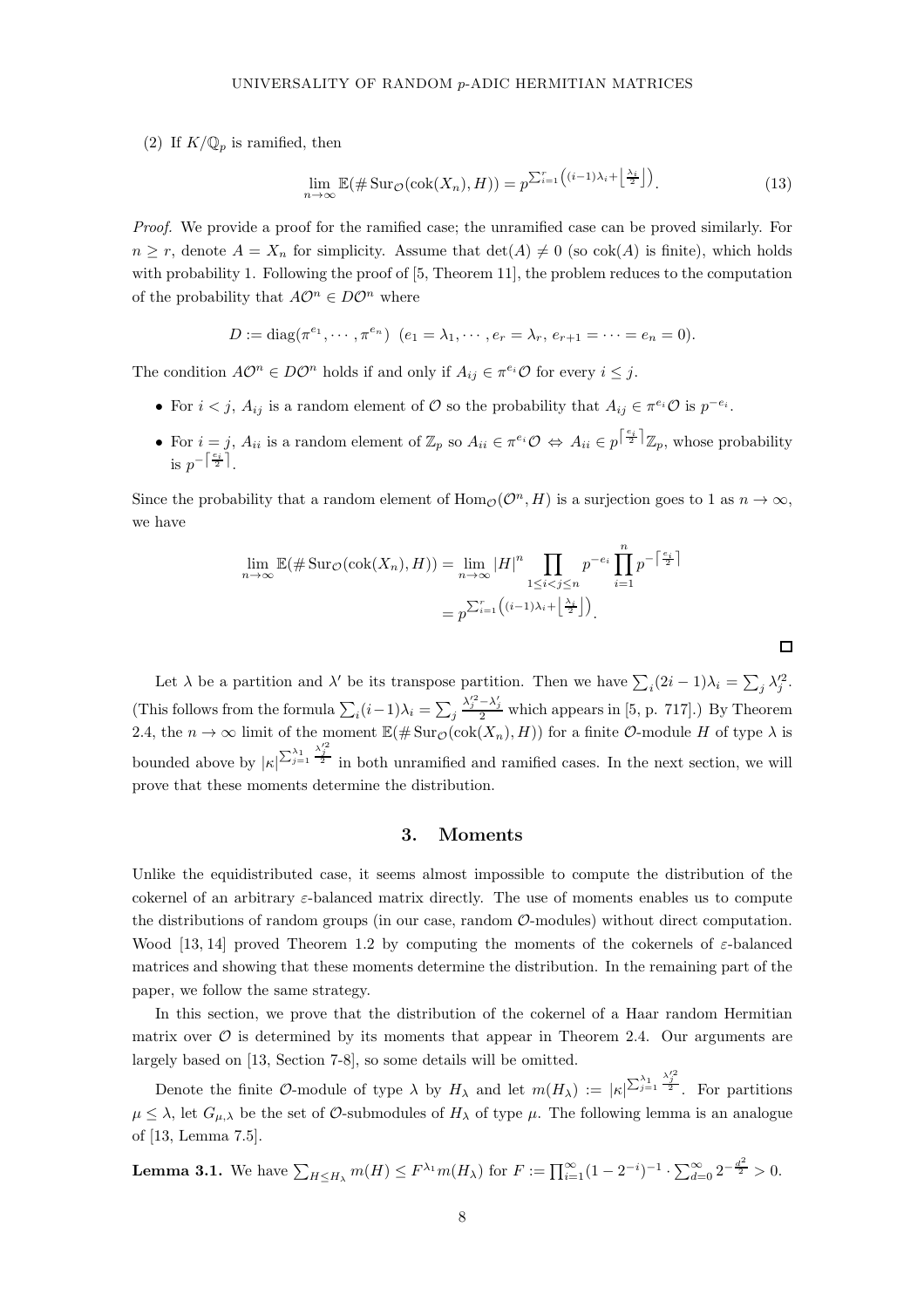(2) If $K/\mathbb{Q}_p$ is ramified, then

$$\lim_{n\to\infty} \mathbb{E}(\#\operatorname{Sur}_{\mathcal{O}}(\operatorname{cok}(X_n), H)) = p^{\sum_{i=1}^{r}\left((i-1)\lambda_i + \left\lfloor \frac{\lambda_i}{2} \right\rfloor\right)}. \tag{13}$$

*Proof.* We provide a proof for the ramified case; the unramified case can be proved similarly. For $n \geq r$, denote $A = X_n$ for simplicity. Assume that $\det(A) \neq 0$ (so $\operatorname{cok}(A)$ is finite), which holds with probability 1. Following the proof of [5, Theorem 11], the problem reduces to the computation of the probability that $A\mathcal{O}^n \in D\mathcal{O}^n$ where

$$D := \operatorname{diag}(\pi^{e_1}, \cdots, \pi^{e_n}) \;\; (e_1 = \lambda_1, \cdots, e_r = \lambda_r,\, e_{r+1} = \cdots = e_n = 0).$$

The condition $A\mathcal{O}^n \in D\mathcal{O}^n$ holds if and only if $A_{ij} \in \pi^{e_i}\mathcal{O}$ for every $i \leq j$.

- For $i < j$, $A_{ij}$ is a random element of $\mathcal{O}$ so the probability that $A_{ij} \in \pi^{e_i}\mathcal{O}$ is $p^{-e_i}$.
- For $i = j$, $A_{ii}$ is a random element of $\mathbb{Z}_p$ so $A_{ii} \in \pi^{e_i}\mathcal{O} \Leftrightarrow A_{ii} \in p^{\left\lceil \frac{e_i}{2} \right\rceil}\mathbb{Z}_p$, whose probability is $p^{-\left\lceil \frac{e_i}{2} \right\rceil}$.

Since the probability that a random element of $\operatorname{Hom}_{\mathcal{O}}(\mathcal{O}^n, H)$ is a surjection goes to 1 as $n \to \infty$, we have

$$\begin{aligned}
\lim_{n\to\infty} \mathbb{E}(\#\operatorname{Sur}_{\mathcal{O}}(\operatorname{cok}(X_n), H)) &= \lim_{n\to\infty} |H|^n \prod_{1 \leq i < j \leq n} p^{-e_i} \prod_{i=1}^{n} p^{-\left\lceil \frac{e_i}{2} \right\rceil} \\
&= p^{\sum_{i=1}^{r}\left((i-1)\lambda_i + \left\lfloor \frac{\lambda_i}{2} \right\rfloor\right)}.
\end{aligned}$$

□

Let $\lambda$ be a partition and $\lambda'$ be its transpose partition. Then we have $\sum_i (2i-1)\lambda_i = \sum_j \lambda_j'^2$. (This follows from the formula $\sum_i (i-1)\lambda_i = \sum_j \frac{\lambda_j'^2 - \lambda_j'}{2}$ which appears in [5, p. 717].) By Theorem 2.4, the $n \to \infty$ limit of the moment $\mathbb{E}(\#\operatorname{Sur}_{\mathcal{O}}(\operatorname{cok}(X_n), H))$ for a finite $\mathcal{O}$-module $H$ of type $\lambda$ is bounded above by $|\kappa|^{\sum_{j=1}^{\lambda_1} \frac{\lambda_j'^2}{2}}$ in both unramified and ramified cases. In the next section, we will prove that these moments determine the distribution.

## 3. Moments

Unlike the equidistributed case, it seems almost impossible to compute the distribution of the cokernel of an arbitrary $\varepsilon$-balanced matrix directly. The use of moments enables us to compute the distributions of random groups (in our case, random $\mathcal{O}$-modules) without direct computation. Wood [13, 14] proved Theorem 1.2 by computing the moments of the cokernels of $\varepsilon$-balanced matrices and showing that these moments determine the distribution. In the remaining part of the paper, we follow the same strategy.

In this section, we prove that the distribution of the cokernel of a Haar random Hermitian matrix over $\mathcal{O}$ is determined by its moments that appear in Theorem 2.4. Our arguments are largely based on [13, Section 7-8], so some details will be omitted.

Denote the finite $\mathcal{O}$-module of type $\lambda$ by $H_\lambda$ and let $m(H_\lambda) := |\kappa|^{\sum_{j=1}^{\lambda_1} \frac{\lambda_j'^2}{2}}$. For partitions $\mu \leq \lambda$, let $G_{\mu,\lambda}$ be the set of $\mathcal{O}$-submodules of $H_\lambda$ of type $\mu$. The following lemma is an analogue of [13, Lemma 7.5].

**Lemma 3.1.** We have $\sum_{H \leq H_\lambda} m(H) \leq F^{\lambda_1} m(H_\lambda)$ for $F := \prod_{i=1}^{\infty}(1 - 2^{-i})^{-1} \cdot \sum_{d=0}^{\infty} 2^{-\frac{d^2}{2}} > 0$.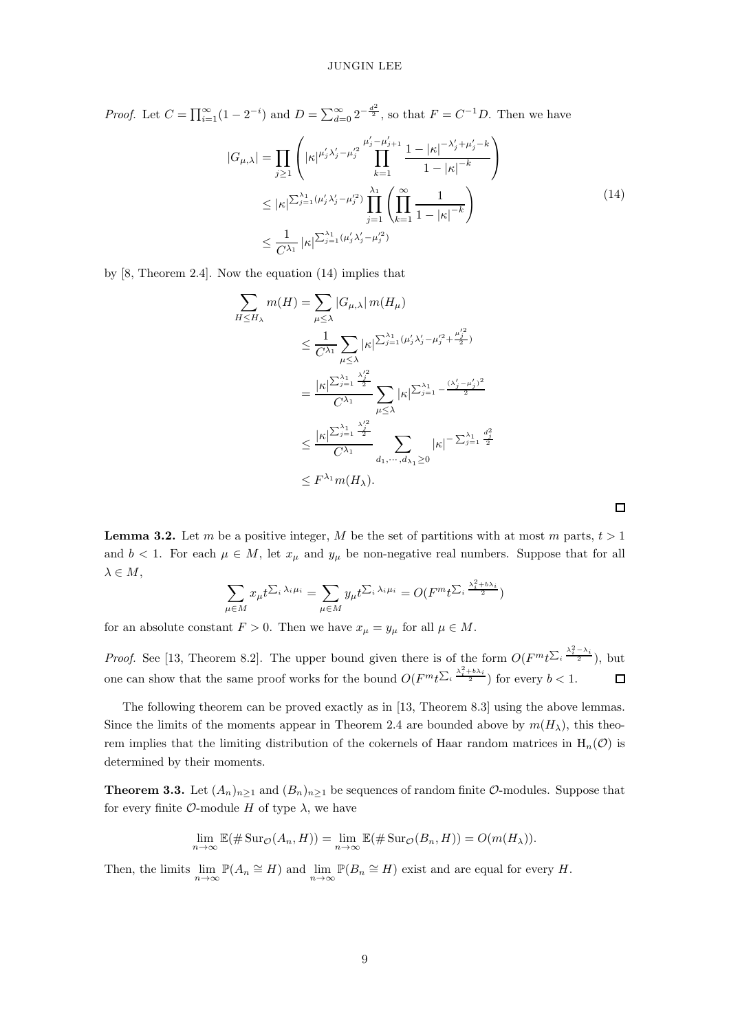*Proof.* Let $C = \prod_{i=1}^{\infty}(1-2^{-i})$ and $D = \sum_{d=0}^{\infty} 2^{-\frac{d^2}{2}}$, so that $F = C^{-1}D$. Then we have

$$
\begin{aligned}
|G_{\mu,\lambda}| &= \prod_{j \geq 1} \left( |\kappa|^{\mu_j' \lambda_j' - \mu_j'^2} \prod_{k=1}^{\mu_j' - \mu_{j+1}'} \frac{1 - |\kappa|^{-\lambda_j' + \mu_j' - k}}{1 - |\kappa|^{-k}} \right) \\
&\leq |\kappa|^{\sum_{j=1}^{\lambda_1} (\mu_j' \lambda_j' - \mu_j'^2)} \prod_{j=1}^{\lambda_1} \left( \prod_{k=1}^{\infty} \frac{1}{1 - |\kappa|^{-k}} \right) \\
&\leq \frac{1}{C^{\lambda_1}} |\kappa|^{\sum_{j=1}^{\lambda_1} (\mu_j' \lambda_j' - \mu_j'^2)}
\end{aligned} \tag{14}
$$

by [8, Theorem 2.4]. Now the equation (14) implies that

$$
\begin{aligned}
\sum_{H \leq H_\lambda} m(H) &= \sum_{\mu \leq \lambda} |G_{\mu,\lambda}| \, m(H_\mu) \\
&\leq \frac{1}{C^{\lambda_1}} \sum_{\mu \leq \lambda} |\kappa|^{\sum_{j=1}^{\lambda_1} (\mu_j' \lambda_j' - \mu_j'^2 + \frac{\mu_j'^2}{2})} \\
&= \frac{|\kappa|^{\sum_{j=1}^{\lambda_1} \frac{\lambda_j'^2}{2}}}{C^{\lambda_1}} \sum_{\mu \leq \lambda} |\kappa|^{\sum_{j=1}^{\lambda_1} - \frac{(\lambda_j' - \mu_j')^2}{2}} \\
&\leq \frac{|\kappa|^{\sum_{j=1}^{\lambda_1} \frac{\lambda_j'^2}{2}}}{C^{\lambda_1}} \sum_{d_1, \cdots, d_{\lambda_1} \geq 0} |\kappa|^{-\sum_{j=1}^{\lambda_1} \frac{d_j^2}{2}} \\
&\leq F^{\lambda_1} m(H_\lambda).
\end{aligned}
$$

□

**Lemma 3.2.** Let $m$ be a positive integer, $M$ be the set of partitions with at most $m$ parts, $t > 1$ and $b < 1$. For each $\mu \in M$, let $x_\mu$ and $y_\mu$ be non-negative real numbers. Suppose that for all $\lambda \in M$,

$$
\sum_{\mu \in M} x_\mu t^{\sum_i \lambda_i \mu_i} = \sum_{\mu \in M} y_\mu t^{\sum_i \lambda_i \mu_i} = O(F^m t^{\sum_i \frac{\lambda_i^2 + b\lambda_i}{2}})
$$

for an absolute constant $F > 0$. Then we have $x_\mu = y_\mu$ for all $\mu \in M$.

*Proof.* See [13, Theorem 8.2]. The upper bound given there is of the form $O(F^m t^{\sum_i \frac{\lambda_i^2 - \lambda_i}{2}})$, but one can show that the same proof works for the bound $O(F^m t^{\sum_i \frac{\lambda_i^2 + b\lambda_i}{2}})$ for every $b < 1$. □

The following theorem can be proved exactly as in [13, Theorem 8.3] using the above lemmas. Since the limits of the moments appear in Theorem 2.4 are bounded above by $m(H_\lambda)$, this theorem implies that the limiting distribution of the cokernels of Haar random matrices in $\mathrm{H}_n(\mathcal{O})$ is determined by their moments.

**Theorem 3.3.** Let $(A_n)_{n \geq 1}$ and $(B_n)_{n \geq 1}$ be sequences of random finite $\mathcal{O}$-modules. Suppose that for every finite $\mathcal{O}$-module $H$ of type $\lambda$, we have

$$
\lim_{n \to \infty} \mathbb{E}(\# \operatorname{Sur}_{\mathcal{O}}(A_n, H)) = \lim_{n \to \infty} \mathbb{E}(\# \operatorname{Sur}_{\mathcal{O}}(B_n, H)) = O(m(H_\lambda)).
$$

Then, the limits $\lim_{n \to \infty} \mathbb{P}(A_n \cong H)$ and $\lim_{n \to \infty} \mathbb{P}(B_n \cong H)$ exist and are equal for every $H$.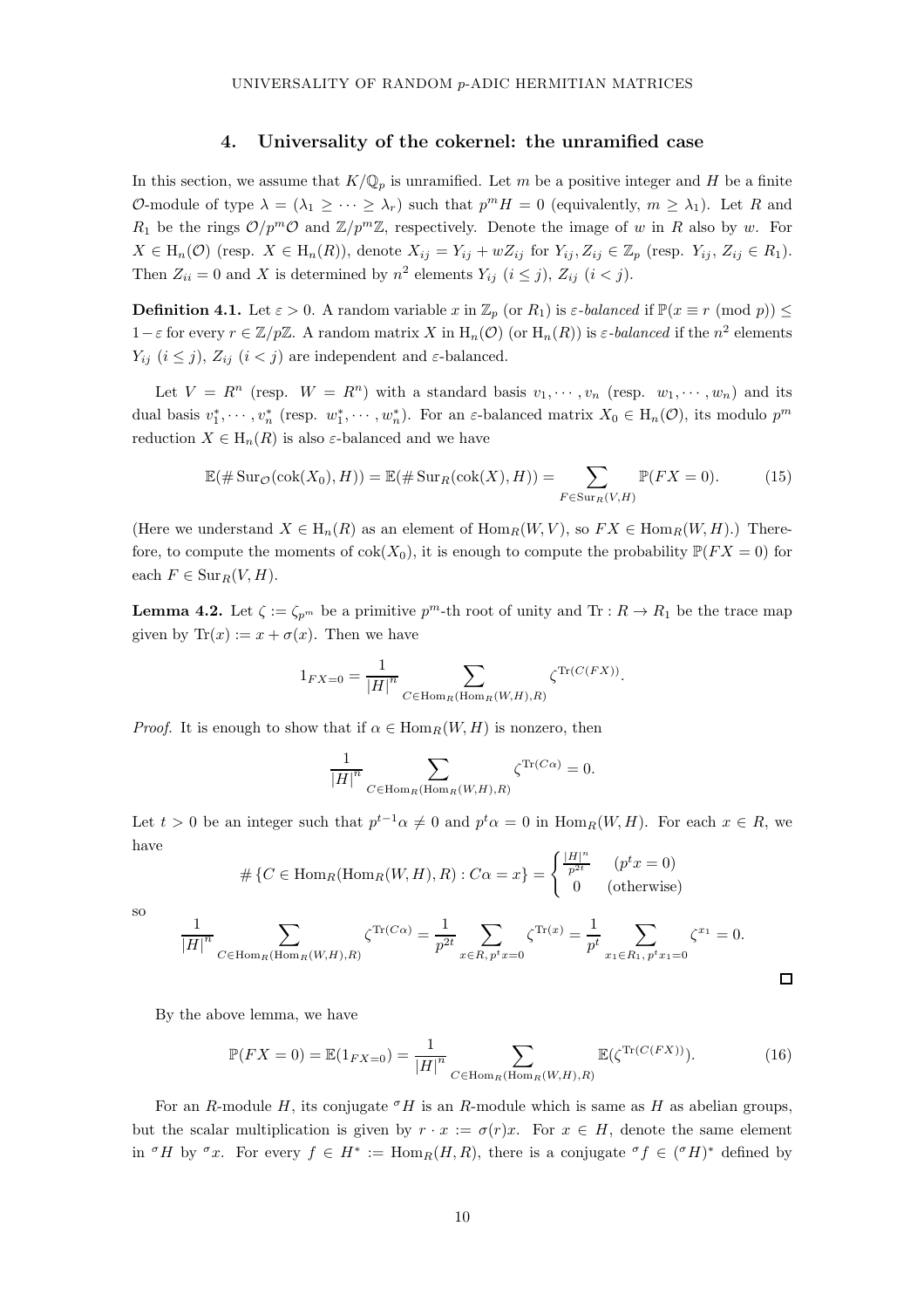## 4. Universality of the cokernel: the unramified case

In this section, we assume that $K/\mathbb{Q}_p$ is unramified. Let $m$ be a positive integer and $H$ be a finite $\mathcal{O}$-module of type $\lambda = (\lambda_1 \geq \cdots \geq \lambda_r)$ such that $p^m H = 0$ (equivalently, $m \geq \lambda_1$). Let $R$ and $R_1$ be the rings $\mathcal{O}/p^m\mathcal{O}$ and $\mathbb{Z}/p^m\mathbb{Z}$, respectively. Denote the image of $w$ in $R$ also by $w$. For $X \in \mathrm{H}_n(\mathcal{O})$ (resp. $X \in \mathrm{H}_n(R)$), denote $X_{ij} = Y_{ij} + wZ_{ij}$ for $Y_{ij}, Z_{ij} \in \mathbb{Z}_p$ (resp. $Y_{ij}, Z_{ij} \in R_1$). Then $Z_{ii} = 0$ and $X$ is determined by $n^2$ elements $Y_{ij}$ $(i \leq j)$, $Z_{ij}$ $(i < j)$.

**Definition 4.1.** Let $\varepsilon > 0$. A random variable $x$ in $\mathbb{Z}_p$ (or $R_1$) is *$\varepsilon$-balanced* if $\mathbb{P}(x \equiv r \pmod p) \leq 1 - \varepsilon$ for every $r \in \mathbb{Z}/p\mathbb{Z}$. A random matrix $X$ in $\mathrm{H}_n(\mathcal{O})$ (or $\mathrm{H}_n(R)$) is *$\varepsilon$-balanced* if the $n^2$ elements $Y_{ij}$ $(i \leq j)$, $Z_{ij}$ $(i < j)$ are independent and $\varepsilon$-balanced.

Let $V = R^n$ (resp. $W = R^n$) with a standard basis $v_1, \cdots, v_n$ (resp. $w_1, \cdots, w_n$) and its dual basis $v_1^*, \cdots, v_n^*$ (resp. $w_1^*, \cdots, w_n^*$). For an $\varepsilon$-balanced matrix $X_0 \in \mathrm{H}_n(\mathcal{O})$, its modulo $p^m$ reduction $X \in \mathrm{H}_n(R)$ is also $\varepsilon$-balanced and we have

$$\mathbb{E}(\#\,\mathrm{Sur}_{\mathcal{O}}(\mathrm{cok}(X_0), H)) = \mathbb{E}(\#\,\mathrm{Sur}_R(\mathrm{cok}(X), H)) = \sum_{F \in \mathrm{Sur}_R(V,H)} \mathbb{P}(FX = 0). \tag{15}$$

(Here we understand $X \in \mathrm{H}_n(R)$ as an element of $\mathrm{Hom}_R(W, V)$, so $FX \in \mathrm{Hom}_R(W, H)$.) Therefore, to compute the moments of $\mathrm{cok}(X_0)$, it is enough to compute the probability $\mathbb{P}(FX = 0)$ for each $F \in \mathrm{Sur}_R(V, H)$.

**Lemma 4.2.** Let $\zeta := \zeta_{p^m}$ be a primitive $p^m$-th root of unity and $\mathrm{Tr} : R \to R_1$ be the trace map given by $\mathrm{Tr}(x) := x + \sigma(x)$. Then we have

$$1_{FX=0} = \frac{1}{|H|^n} \sum_{C \in \mathrm{Hom}_R(\mathrm{Hom}_R(W,H),R)} \zeta^{\mathrm{Tr}(C(FX))}.$$

*Proof.* It is enough to show that if $\alpha \in \mathrm{Hom}_R(W, H)$ is nonzero, then

$$\frac{1}{|H|^n} \sum_{C \in \mathrm{Hom}_R(\mathrm{Hom}_R(W,H),R)} \zeta^{\mathrm{Tr}(C\alpha)} = 0.$$

Let $t > 0$ be an integer such that $p^{t-1}\alpha \neq 0$ and $p^t \alpha = 0$ in $\mathrm{Hom}_R(W, H)$. For each $x \in R$, we have

$$\#\,\{C \in \mathrm{Hom}_R(\mathrm{Hom}_R(W,H),R) : C\alpha = x\} = \begin{cases} \frac{|H|^n}{p^{2t}} & (p^t x = 0) \\ 0 & (\text{otherwise}) \end{cases}$$

so

$$\frac{1}{|H|^n} \sum_{C \in \mathrm{Hom}_R(\mathrm{Hom}_R(W,H),R)} \zeta^{\mathrm{Tr}(C\alpha)} = \frac{1}{p^{2t}} \sum_{x \in R,\, p^t x = 0} \zeta^{\mathrm{Tr}(x)} = \frac{1}{p^t} \sum_{x_1 \in R_1,\, p^t x_1 = 0} \zeta^{x_1} = 0.$$

$\square$

By the above lemma, we have

$$\mathbb{P}(FX = 0) = \mathbb{E}(1_{FX=0}) = \frac{1}{|H|^n} \sum_{C \in \mathrm{Hom}_R(\mathrm{Hom}_R(W,H),R)} \mathbb{E}(\zeta^{\mathrm{Tr}(C(FX))}). \tag{16}$$

For an $R$-module $H$, its conjugate ${}^{\sigma}H$ is an $R$-module which is same as $H$ as abelian groups, but the scalar multiplication is given by $r \cdot x := \sigma(r)x$. For $x \in H$, denote the same element in ${}^{\sigma}H$ by ${}^{\sigma}x$. For every $f \in H^* := \mathrm{Hom}_R(H, R)$, there is a conjugate ${}^{\sigma}f \in ({}^{\sigma}H)^*$ defined by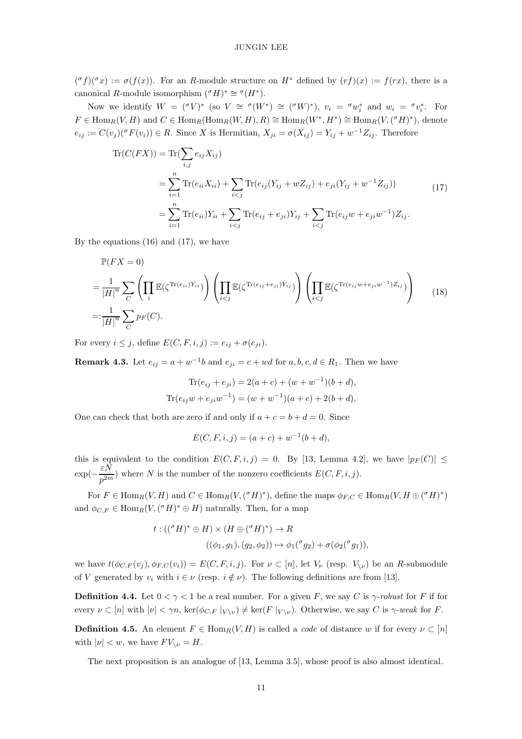$({}^\sigma f)({}^\sigma x) := \sigma(f(x))$. For an $R$-module structure on $H^*$ defined by $(rf)(x) := f(rx)$, there is a canonical $R$-module isomorphism $({}^\sigma H)^* \cong {}^\sigma(H^*)$.

Now we identify $W = ({}^\sigma V)^*$ (so $V \cong {}^\sigma(W^*) \cong ({}^\sigma W)^*$), $v_i = {}^\sigma w_i^*$ and $w_i = {}^\sigma v_i^*$. For $F \in \operatorname{Hom}_R(V, H)$ and $C \in \operatorname{Hom}_R(\operatorname{Hom}_R(W, H), R) \cong \operatorname{Hom}_R(W^*, H^*) \cong \operatorname{Hom}_R(V, ({}^\sigma H)^*)$, denote $e_{ij} := C(v_j)({}^\sigma F(v_i)) \in R$. Since $X$ is Hermitian, $X_{ji} = \sigma(X_{ij}) = Y_{ij} + w^{-1} Z_{ij}$. Therefore

$$
\begin{aligned}
\operatorname{Tr}(C(FX)) &= \operatorname{Tr}(\sum_{i,j} e_{ij} X_{ij}) \\
&= \sum_{i=1}^n \operatorname{Tr}(e_{ii} X_{ii}) + \sum_{i<j} \operatorname{Tr}(e_{ij}(Y_{ij} + wZ_{ij}) + e_{ji}(Y_{ij} + w^{-1} Z_{ij})) \\
&= \sum_{i=1}^n \operatorname{Tr}(e_{ii}) Y_{ii} + \sum_{i<j} \operatorname{Tr}(e_{ij} + e_{ji}) Y_{ij} + \sum_{i<j} \operatorname{Tr}(e_{ij} w + e_{ji} w^{-1}) Z_{ij}.
\end{aligned} \tag{17}
$$

By the equations (16) and (17), we have

$$
\begin{aligned}
&\mathbb{P}(FX = 0) \\
=& \frac{1}{|H|^n} \sum_C \left( \prod_i \mathbb{E}(\zeta^{\operatorname{Tr}(e_{ii}) Y_{ii}}) \right) \left( \prod_{i<j} \mathbb{E}(\zeta^{\operatorname{Tr}(e_{ij} + e_{ji}) Y_{ij}}) \right) \left( \prod_{i<j} \mathbb{E}(\zeta^{\operatorname{Tr}(e_{ij} w + e_{ji} w^{-1}) Z_{ij}}) \right) \\
=:& \frac{1}{|H|^n} \sum_C p_F(C).
\end{aligned} \tag{18}
$$

For every $i \le j$, define $E(C, F, i, j) := e_{ij} + \sigma(e_{ji})$.

**Remark 4.3.** Let $e_{ij} = a + w^{-1} b$ and $e_{ji} = c + wd$ for $a, b, c, d \in R_1$. Then we have

$$
\begin{aligned}
\operatorname{Tr}(e_{ij} + e_{ji}) &= 2(a + c) + (w + w^{-1})(b + d), \\
\operatorname{Tr}(e_{ij} w + e_{ji} w^{-1}) &= (w + w^{-1})(a + c) + 2(b + d).
\end{aligned}
$$

One can check that both are zero if and only if $a + c = b + d = 0$. Since

$$
E(C, F, i, j) = (a + c) + w^{-1}(b + d),
$$

this is equivalent to the condition $E(C, F, i, j) = 0$. By [13, Lemma 4.2], we have $|p_F(C)| \le \exp(-\frac{\varepsilon N}{p^{2m}})$ where $N$ is the number of the nonzero coefficients $E(C, F, i, j)$.

For $F \in \operatorname{Hom}_R(V, H)$ and $C \in \operatorname{Hom}_R(V, ({}^\sigma H)^*)$, define the maps $\phi_{F,C} \in \operatorname{Hom}_R(V, H \oplus ({}^\sigma H)^*)$ and $\phi_{C,F} \in \operatorname{Hom}_R(V, ({}^\sigma H)^* \oplus H)$ naturally. Then, for a map

$$
\begin{aligned}
t : (({}^\sigma H)^* \oplus H) \times (H \oplus ({}^\sigma H)^*) &\to R \\
((\phi_1, g_1), (g_2, \phi_2)) &\mapsto \phi_1({}^\sigma g_2) + \sigma(\phi_2({}^\sigma g_1)),
\end{aligned}
$$

we have $t(\phi_{C,F}(v_j), \phi_{F,C}(v_i)) = E(C, F, i, j)$. For $\nu \subset [n]$, let $V_\nu$ (resp. $V_{\setminus \nu}$) be an $R$-submodule of $V$ generated by $v_i$ with $i \in \nu$ (resp. $i \notin \nu$). The following definitions are from [13].

**Definition 4.4.** Let $0 < \gamma < 1$ be a real number. For a given $F$, we say $C$ is *$\gamma$-robust* for $F$ if for every $\nu \subset [n]$ with $|\nu| < \gamma n$, $\ker(\phi_{C,F} \mid_{V \setminus \nu}) \ne \ker(F \mid_{V \setminus \nu})$. Otherwise, we say $C$ is *$\gamma$-weak* for $F$.

**Definition 4.5.** An element $F \in \operatorname{Hom}_R(V, H)$ is called a *code* of distance $w$ if for every $\nu \subset [n]$ with $|\nu| < w$, we have $FV_{\setminus \nu} = H$.

The next proposition is an analogue of [13, Lemma 3.5], whose proof is also almost identical.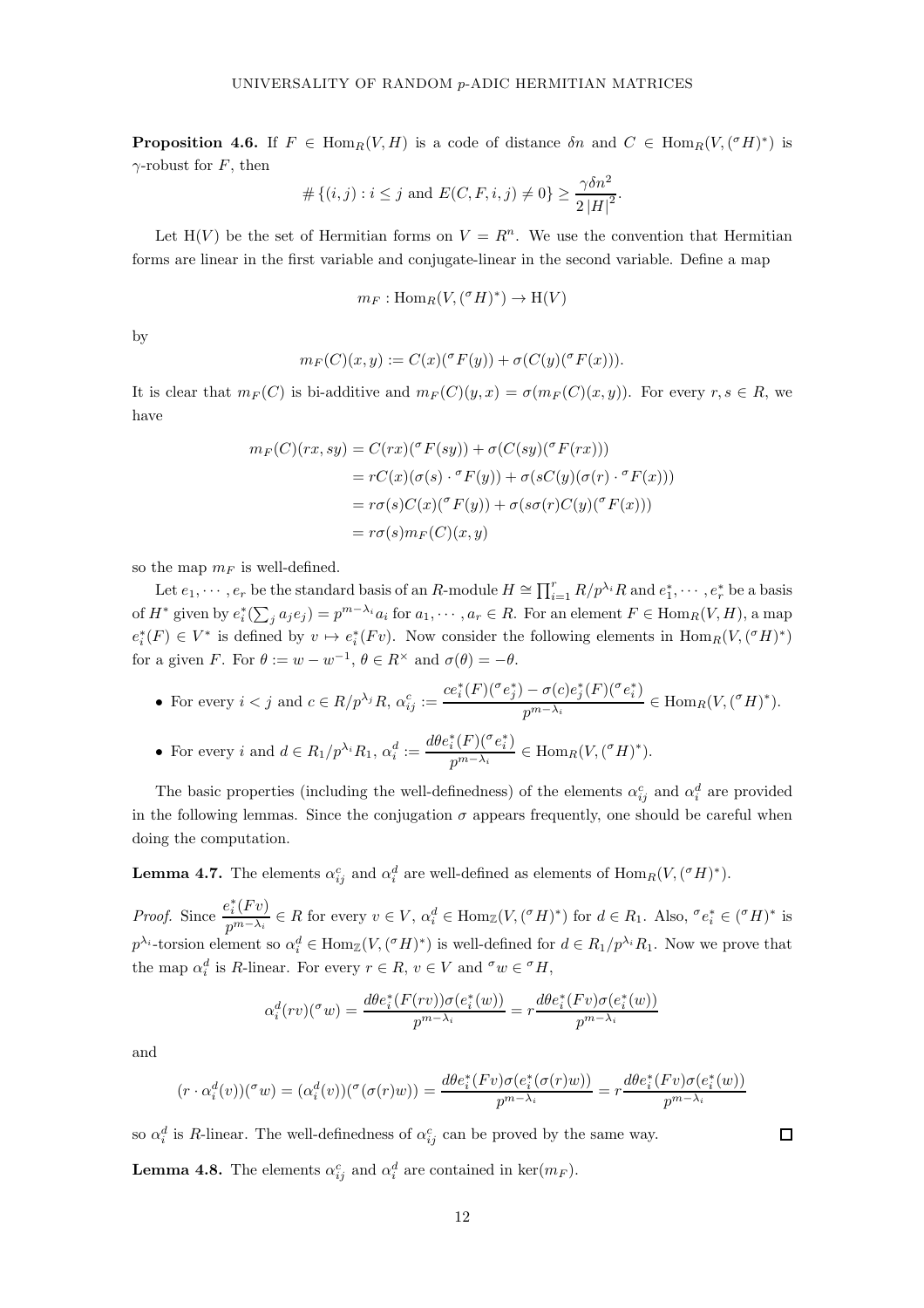**Proposition 4.6.** If $F \in \operatorname{Hom}_R(V, H)$ is a code of distance $\delta n$ and $C \in \operatorname{Hom}_R(V, ({}^\sigma H)^*)$ is $\gamma$-robust for $F$, then

$$\#\{(i,j) : i \leq j \text{ and } E(C, F, i, j) \neq 0\} \geq \frac{\gamma \delta n^2}{2\,|H|^2}.$$

Let $\mathrm{H}(V)$ be the set of Hermitian forms on $V = R^n$. We use the convention that Hermitian forms are linear in the first variable and conjugate-linear in the second variable. Define a map

$$m_F : \operatorname{Hom}_R(V, ({}^\sigma H)^*) \to \mathrm{H}(V)$$

by

$$m_F(C)(x, y) := C(x)({}^\sigma F(y)) + \sigma(C(y)({}^\sigma F(x))).$$

It is clear that $m_F(C)$ is bi-additive and $m_F(C)(y, x) = \sigma(m_F(C)(x, y))$. For every $r, s \in R$, we have

$$\begin{aligned}
m_F(C)(rx, sy) &= C(rx)({}^\sigma F(sy)) + \sigma(C(sy)({}^\sigma F(rx))) \\
&= rC(x)(\sigma(s) \cdot {}^\sigma F(y)) + \sigma(sC(y)(\sigma(r) \cdot {}^\sigma F(x))) \\
&= r\sigma(s)C(x)({}^\sigma F(y)) + \sigma(s\sigma(r)C(y)({}^\sigma F(x))) \\
&= r\sigma(s)m_F(C)(x, y)
\end{aligned}$$

so the map $m_F$ is well-defined.

Let $e_1, \cdots, e_r$ be the standard basis of an $R$-module $H \cong \prod_{i=1}^r R/p^{\lambda_i}R$ and $e_1^*, \cdots, e_r^*$ be a basis of $H^*$ given by $e_i^*(\sum_j a_j e_j) = p^{m-\lambda_i}a_i$ for $a_1, \cdots, a_r \in R$. For an element $F \in \operatorname{Hom}_R(V, H)$, a map $e_i^*(F) \in V^*$ is defined by $v \mapsto e_i^*(Fv)$. Now consider the following elements in $\operatorname{Hom}_R(V, ({}^\sigma H)^*)$ for a given $F$. For $\theta := w - w^{-1}$, $\theta \in R^\times$ and $\sigma(\theta) = -\theta$.

- For every $i < j$ and $c \in R/p^{\lambda_j}R$, $\alpha_{ij}^c := \dfrac{ce_i^*(F)({}^\sigma e_j^*) - \sigma(c)e_j^*(F)({}^\sigma e_i^*)}{p^{m-\lambda_i}} \in \operatorname{Hom}_R(V, ({}^\sigma H)^*)$.
- For every $i$ and $d \in R_1/p^{\lambda_i}R_1$, $\alpha_i^d := \dfrac{d\theta e_i^*(F)({}^\sigma e_i^*)}{p^{m-\lambda_i}} \in \operatorname{Hom}_R(V, ({}^\sigma H)^*)$.

The basic properties (including the well-definedness) of the elements $\alpha_{ij}^c$ and $\alpha_i^d$ are provided in the following lemmas. Since the conjugation $\sigma$ appears frequently, one should be careful when doing the computation.

**Lemma 4.7.** The elements $\alpha_{ij}^c$ and $\alpha_i^d$ are well-defined as elements of $\operatorname{Hom}_R(V, ({}^\sigma H)^*)$.

*Proof.* Since $\dfrac{e_i^*(Fv)}{p^{m-\lambda_i}} \in R$ for every $v \in V$, $\alpha_i^d \in \operatorname{Hom}_{\mathbb{Z}}(V, ({}^\sigma H)^*)$ for $d \in R_1$. Also, ${}^\sigma e_i^* \in ({}^\sigma H)^*$ is $p^{\lambda_i}$-torsion element so $\alpha_i^d \in \operatorname{Hom}_{\mathbb{Z}}(V, ({}^\sigma H)^*)$ is well-defined for $d \in R_1/p^{\lambda_i}R_1$. Now we prove that the map $\alpha_i^d$ is $R$-linear. For every $r \in R$, $v \in V$ and ${}^\sigma w \in {}^\sigma H$,

$$\alpha_i^d(rv)({}^\sigma w) = \frac{d\theta e_i^*(F(rv))\sigma(e_i^*(w))}{p^{m-\lambda_i}} = r\frac{d\theta e_i^*(Fv)\sigma(e_i^*(w))}{p^{m-\lambda_i}}$$

and

$$(r \cdot \alpha_i^d(v))({}^\sigma w) = (\alpha_i^d(v))({}^\sigma(\sigma(r)w)) = \frac{d\theta e_i^*(Fv)\sigma(e_i^*(\sigma(r)w))}{p^{m-\lambda_i}} = r\frac{d\theta e_i^*(Fv)\sigma(e_i^*(w))}{p^{m-\lambda_i}}$$

so $\alpha_i^d$ is $R$-linear. The well-definedness of $\alpha_{ij}^c$ can be proved by the same way. $\square$

**Lemma 4.8.** The elements $\alpha_{ij}^c$ and $\alpha_i^d$ are contained in $\ker(m_F)$.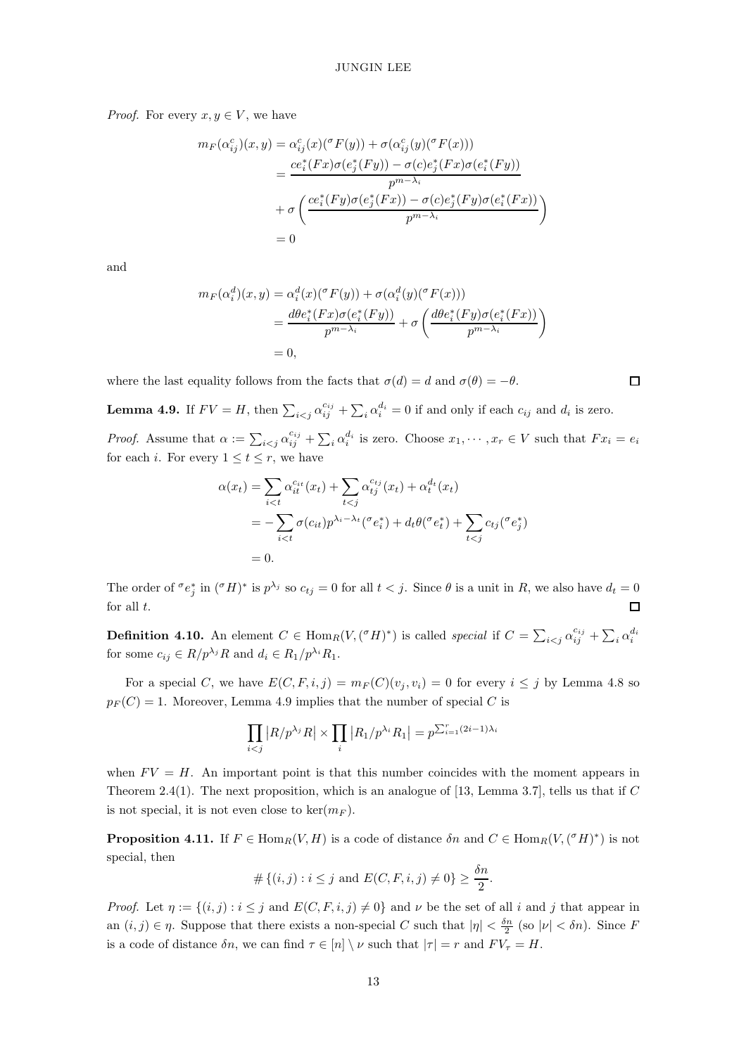*Proof.* For every $x, y \in V$, we have

$$
\begin{aligned}
m_F(\alpha_{ij}^c)(x,y) &= \alpha_{ij}^c(x)({}^\sigma F(y)) + \sigma(\alpha_{ij}^c(y)({}^\sigma F(x))) \\
&= \frac{ce_i^*(Fx)\sigma(e_j^*(Fy)) - \sigma(c)e_j^*(Fx)\sigma(e_i^*(Fy))}{p^{m-\lambda_i}} \\
&\quad + \sigma\left(\frac{ce_i^*(Fy)\sigma(e_j^*(Fx)) - \sigma(c)e_j^*(Fy)\sigma(e_i^*(Fx))}{p^{m-\lambda_i}}\right) \\
&= 0
\end{aligned}
$$

and

$$
\begin{aligned}
m_F(\alpha_i^d)(x,y) &= \alpha_i^d(x)({}^\sigma F(y)) + \sigma(\alpha_i^d(y)({}^\sigma F(x))) \\
&= \frac{d\theta e_i^*(Fx)\sigma(e_i^*(Fy))}{p^{m-\lambda_i}} + \sigma\left(\frac{d\theta e_i^*(Fy)\sigma(e_i^*(Fx))}{p^{m-\lambda_i}}\right) \\
&= 0,
\end{aligned}
$$

where the last equality follows from the facts that $\sigma(d) = d$ and $\sigma(\theta) = -\theta$. $\square$

**Lemma 4.9.** If $FV = H$, then $\sum_{i<j} \alpha_{ij}^{c_{ij}} + \sum_i \alpha_i^{d_i} = 0$ if and only if each $c_{ij}$ and $d_i$ is zero.

*Proof.* Assume that $\alpha := \sum_{i<j} \alpha_{ij}^{c_{ij}} + \sum_i \alpha_i^{d_i}$ is zero. Choose $x_1, \cdots, x_r \in V$ such that $Fx_i = e_i$ for each $i$. For every $1 \leq t \leq r$, we have

$$
\begin{aligned}
\alpha(x_t) &= \sum_{i<t} \alpha_{it}^{c_{it}}(x_t) + \sum_{t<j} \alpha_{tj}^{c_{tj}}(x_t) + \alpha_t^{d_t}(x_t) \\
&= -\sum_{i<t} \sigma(c_{it})p^{\lambda_i - \lambda_t}({}^\sigma e_i^*) + d_t\theta({}^\sigma e_t^*) + \sum_{t<j} c_{tj}({}^\sigma e_j^*) \\
&= 0.
\end{aligned}
$$

The order of ${}^\sigma e_j^*$ in $({}^\sigma H)^*$ is $p^{\lambda_j}$ so $c_{tj} = 0$ for all $t < j$. Since $\theta$ is a unit in $R$, we also have $d_t = 0$ for all $t$. $\square$

**Definition 4.10.** An element $C \in \mathrm{Hom}_R(V, ({}^\sigma H)^*)$ is called *special* if $C = \sum_{i<j} \alpha_{ij}^{c_{ij}} + \sum_i \alpha_i^{d_i}$ for some $c_{ij} \in R/p^{\lambda_j}R$ and $d_i \in R_1/p^{\lambda_i}R_1$.

For a special $C$, we have $E(C, F, i, j) = m_F(C)(v_j, v_i) = 0$ for every $i \leq j$ by Lemma 4.8 so $p_F(C) = 1$. Moreover, Lemma 4.9 implies that the number of special $C$ is

$$
\prod_{i<j} |R/p^{\lambda_j}R| \times \prod_i |R_1/p^{\lambda_i}R_1| = p^{\sum_{i=1}^r (2i-1)\lambda_i}
$$

when $FV = H$. An important point is that this number coincides with the moment appears in Theorem 2.4(1). The next proposition, which is an analogue of [13, Lemma 3.7], tells us that if $C$ is not special, it is not even close to $\ker(m_F)$.

**Proposition 4.11.** If $F \in \mathrm{Hom}_R(V, H)$ is a code of distance $\delta n$ and $C \in \mathrm{Hom}_R(V, ({}^\sigma H)^*)$ is not special, then

$$
\#\{(i,j) : i \leq j \text{ and } E(C, F, i, j) \neq 0\} \geq \frac{\delta n}{2}.
$$

*Proof.* Let $\eta := \{(i,j) : i \leq j \text{ and } E(C, F, i, j) \neq 0\}$ and $\nu$ be the set of all $i$ and $j$ that appear in an $(i,j) \in \eta$. Suppose that there exists a non-special $C$ such that $|\eta| < \frac{\delta n}{2}$ (so $|\nu| < \delta n$). Since $F$ is a code of distance $\delta n$, we can find $\tau \in [n] \setminus \nu$ such that $|\tau| = r$ and $FV_\tau = H$.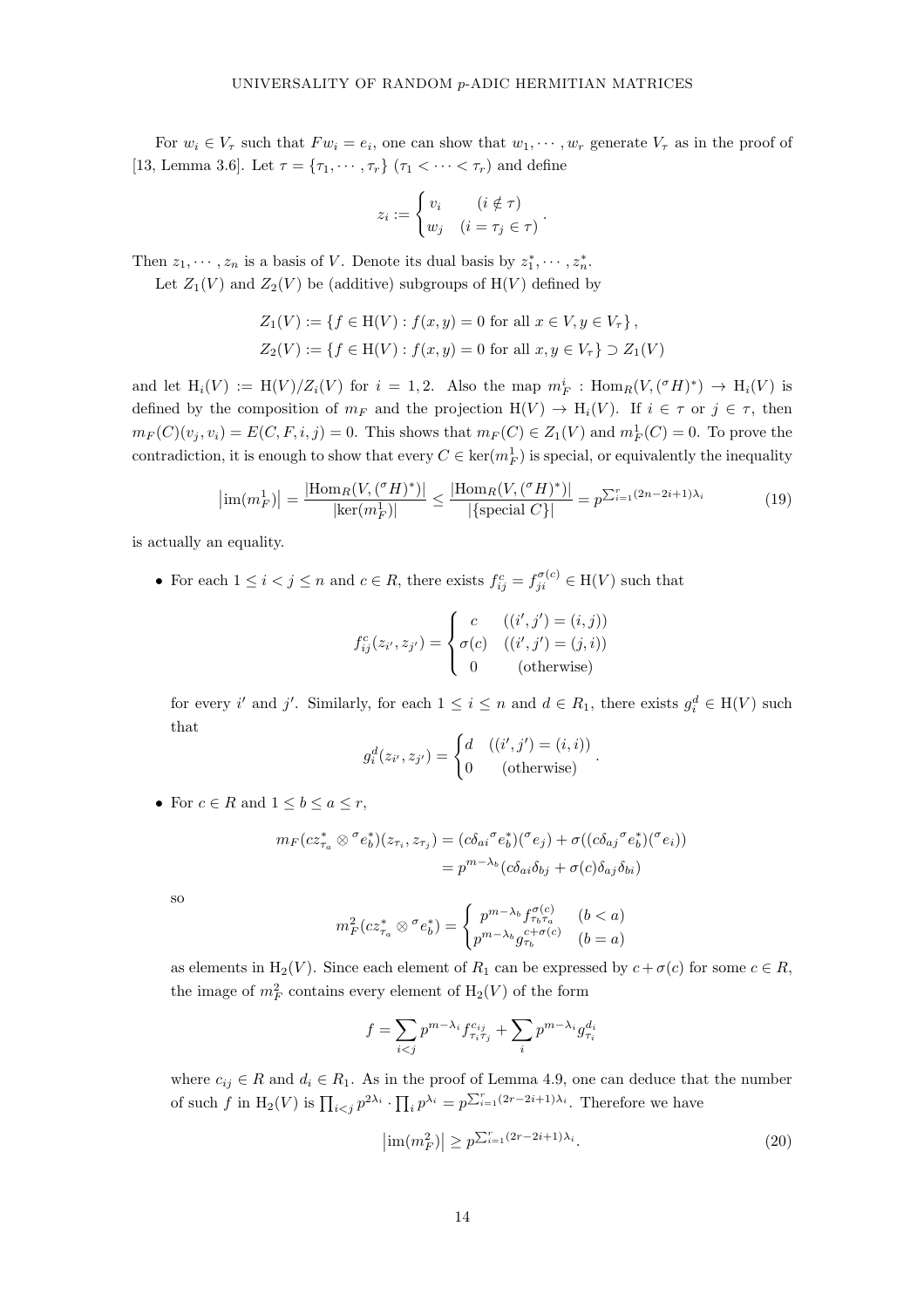For $w_i \in V_\tau$ such that $Fw_i = e_i$, one can show that $w_1, \cdots, w_r$ generate $V_\tau$ as in the proof of [13, Lemma 3.6]. Let $\tau = \{\tau_1, \cdots, \tau_r\}$ ($\tau_1 < \cdots < \tau_r$) and define

$$z_i := \begin{cases} v_i & (i \notin \tau) \\ w_j & (i = \tau_j \in \tau) \end{cases}.$$

Then $z_1, \cdots, z_n$ is a basis of $V$. Denote its dual basis by $z_1^*, \cdots, z_n^*$.

Let $Z_1(V)$ and $Z_2(V)$ be (additive) subgroups of $\mathrm{H}(V)$ defined by

$$\begin{aligned} Z_1(V) &:= \{f \in \mathrm{H}(V) : f(x,y) = 0 \text{ for all } x \in V, y \in V_\tau\}, \\ Z_2(V) &:= \{f \in \mathrm{H}(V) : f(x,y) = 0 \text{ for all } x, y \in V_\tau\} \supset Z_1(V) \end{aligned}$$

and let $\mathrm{H}_i(V) := \mathrm{H}(V)/Z_i(V)$ for $i = 1, 2$. Also the map $m_F^i : \mathrm{Hom}_R(V, ({}^\sigma H)^*) \to \mathrm{H}_i(V)$ is defined by the composition of $m_F$ and the projection $\mathrm{H}(V) \to \mathrm{H}_i(V)$. If $i \in \tau$ or $j \in \tau$, then $m_F(C)(v_j, v_i) = E(C, F, i, j) = 0$. This shows that $m_F(C) \in Z_1(V)$ and $m_F^1(C) = 0$. To prove the contradiction, it is enough to show that every $C \in \ker(m_F^1)$ is special, or equivalently the inequality

$$\left|\mathrm{im}(m_F^1)\right| = \frac{|\mathrm{Hom}_R(V, ({}^\sigma H)^*)|}{|\ker(m_F^1)|} \leq \frac{|\mathrm{Hom}_R(V, ({}^\sigma H)^*)|}{|\{\text{special } C\}|} = p^{\sum_{i=1}^r (2n-2i+1)\lambda_i} \tag{19}$$

is actually an equality.

- For each $1 \leq i < j \leq n$ and $c \in R$, there exists $f_{ij}^c = f_{ji}^{\sigma(c)} \in \mathrm{H}(V)$ such that

$$f_{ij}^c(z_{i'}, z_{j'}) = \begin{cases} c & ((i',j') = (i,j)) \\ \sigma(c) & ((i',j') = (j,i)) \\ 0 & (\text{otherwise}) \end{cases}$$

  for every $i'$ and $j'$. Similarly, for each $1 \leq i \leq n$ and $d \in R_1$, there exists $g_i^d \in \mathrm{H}(V)$ such that

$$g_i^d(z_{i'}, z_{j'}) = \begin{cases} d & ((i',j') = (i,i)) \\ 0 & (\text{otherwise}) \end{cases}.$$

- For $c \in R$ and $1 \leq b \leq a \leq r$,

$$\begin{aligned} m_F(cz_{\tau_a}^* \otimes {}^\sigma e_b^*)(z_{\tau_i}, z_{\tau_j}) &= (c\delta_{ai}{}^\sigma e_b^*)({}^\sigma e_j) + \sigma((c\delta_{aj}{}^\sigma e_b^*)({}^\sigma e_i)) \\ &= p^{m-\lambda_b}(c\delta_{ai}\delta_{bj} + \sigma(c)\delta_{aj}\delta_{bi}) \end{aligned}$$

  so

$$m_F^2(cz_{\tau_a}^* \otimes {}^\sigma e_b^*) = \begin{cases} p^{m-\lambda_b} f_{\tau_b\tau_a}^{\sigma(c)} & (b < a) \\ p^{m-\lambda_b} g_{\tau_b}^{c+\sigma(c)} & (b = a) \end{cases}$$

  as elements in $\mathrm{H}_2(V)$. Since each element of $R_1$ can be expressed by $c + \sigma(c)$ for some $c \in R$, the image of $m_F^2$ contains every element of $\mathrm{H}_2(V)$ of the form

$$f = \sum_{i<j} p^{m-\lambda_i} f_{\tau_i\tau_j}^{c_{ij}} + \sum_i p^{m-\lambda_i} g_{\tau_i}^{d_i}$$

  where $c_{ij} \in R$ and $d_i \in R_1$. As in the proof of Lemma 4.9, one can deduce that the number of such $f$ in $\mathrm{H}_2(V)$ is $\prod_{i<j} p^{2\lambda_i} \cdot \prod_i p^{\lambda_i} = p^{\sum_{i=1}^r (2r-2i+1)\lambda_i}$. Therefore we have

$$\left|\mathrm{im}(m_F^2)\right| \geq p^{\sum_{i=1}^r (2r-2i+1)\lambda_i}. \tag{20}$$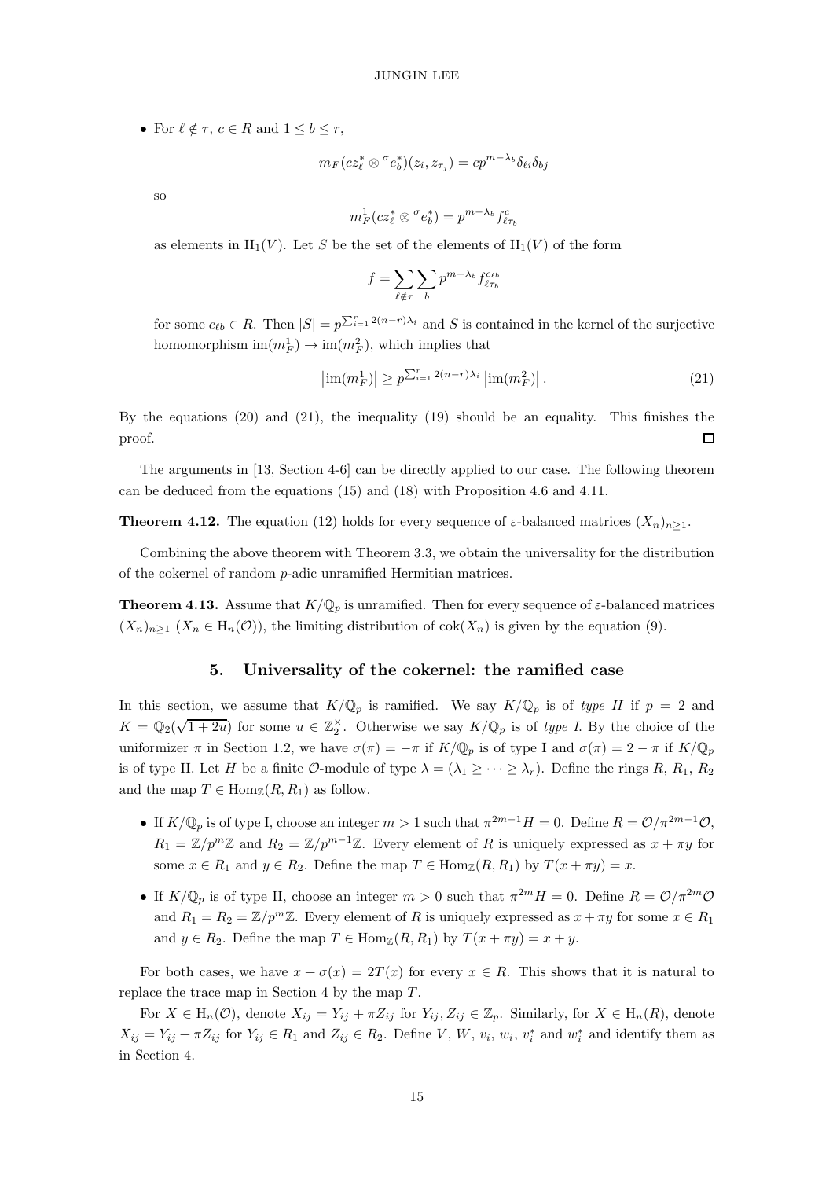- For $\ell \notin \tau$, $c \in R$ and $1 \leq b \leq r$,

$$m_F(cz_\ell^* \otimes {}^\sigma e_b^*)(z_i, z_{\tau_j}) = cp^{m-\lambda_b}\delta_{\ell i}\delta_{bj}$$

so

$$m_F^1(cz_\ell^* \otimes {}^\sigma e_b^*) = p^{m-\lambda_b} f_{\ell\tau_b}^c$$

as elements in $\mathrm{H}_1(V)$. Let $S$ be the set of the elements of $\mathrm{H}_1(V)$ of the form

$$f = \sum_{\ell \notin \tau} \sum_b p^{m-\lambda_b} f_{\ell\tau_b}^{c_{\ell b}}$$

for some $c_{\ell b} \in R$. Then $|S| = p^{\sum_{i=1}^r 2(n-r)\lambda_i}$ and $S$ is contained in the kernel of the surjective homomorphism $\mathrm{im}(m_F^1) \to \mathrm{im}(m_F^2)$, which implies that

$$\left|\mathrm{im}(m_F^1)\right| \geq p^{\sum_{i=1}^r 2(n-r)\lambda_i} \left|\mathrm{im}(m_F^2)\right|. \tag{21}$$

By the equations (20) and (21), the inequality (19) should be an equality. This finishes the proof. $\square$

The arguments in [13, Section 4-6] can be directly applied to our case. The following theorem can be deduced from the equations (15) and (18) with Proposition 4.6 and 4.11.

**Theorem 4.12.** The equation (12) holds for every sequence of $\varepsilon$-balanced matrices $(X_n)_{n\geq 1}$.

Combining the above theorem with Theorem 3.3, we obtain the universality for the distribution of the cokernel of random $p$-adic unramified Hermitian matrices.

**Theorem 4.13.** Assume that $K/\mathbb{Q}_p$ is unramified. Then for every sequence of $\varepsilon$-balanced matrices $(X_n)_{n\geq 1}$ ($X_n \in \mathrm{H}_n(\mathcal{O})$), the limiting distribution of $\mathrm{cok}(X_n)$ is given by the equation (9).

## 5. Universality of the cokernel: the ramified case

In this section, we assume that $K/\mathbb{Q}_p$ is ramified. We say $K/\mathbb{Q}_p$ is of *type II* if $p = 2$ and $K = \mathbb{Q}_2(\sqrt{1+2u})$ for some $u \in \mathbb{Z}_2^\times$. Otherwise we say $K/\mathbb{Q}_p$ is of *type I*. By the choice of the uniformizer $\pi$ in Section 1.2, we have $\sigma(\pi) = -\pi$ if $K/\mathbb{Q}_p$ is of type I and $\sigma(\pi) = 2 - \pi$ if $K/\mathbb{Q}_p$ is of type II. Let $H$ be a finite $\mathcal{O}$-module of type $\lambda = (\lambda_1 \geq \cdots \geq \lambda_r)$. Define the rings $R$, $R_1$, $R_2$ and the map $T \in \mathrm{Hom}_\mathbb{Z}(R, R_1)$ as follow.

- If $K/\mathbb{Q}_p$ is of type I, choose an integer $m > 1$ such that $\pi^{2m-1}H = 0$. Define $R = \mathcal{O}/\pi^{2m-1}\mathcal{O}$, $R_1 = \mathbb{Z}/p^m\mathbb{Z}$ and $R_2 = \mathbb{Z}/p^{m-1}\mathbb{Z}$. Every element of $R$ is uniquely expressed as $x + \pi y$ for some $x \in R_1$ and $y \in R_2$. Define the map $T \in \mathrm{Hom}_\mathbb{Z}(R, R_1)$ by $T(x + \pi y) = x$.
- If $K/\mathbb{Q}_p$ is of type II, choose an integer $m > 0$ such that $\pi^{2m}H = 0$. Define $R = \mathcal{O}/\pi^{2m}\mathcal{O}$ and $R_1 = R_2 = \mathbb{Z}/p^m\mathbb{Z}$. Every element of $R$ is uniquely expressed as $x + \pi y$ for some $x \in R_1$ and $y \in R_2$. Define the map $T \in \mathrm{Hom}_\mathbb{Z}(R, R_1)$ by $T(x + \pi y) = x + y$.

For both cases, we have $x + \sigma(x) = 2T(x)$ for every $x \in R$. This shows that it is natural to replace the trace map in Section 4 by the map $T$.

For $X \in \mathrm{H}_n(\mathcal{O})$, denote $X_{ij} = Y_{ij} + \pi Z_{ij}$ for $Y_{ij}, Z_{ij} \in \mathbb{Z}_p$. Similarly, for $X \in \mathrm{H}_n(R)$, denote $X_{ij} = Y_{ij} + \pi Z_{ij}$ for $Y_{ij} \in R_1$ and $Z_{ij} \in R_2$. Define $V$, $W$, $v_i$, $w_i$, $v_i^*$ and $w_i^*$ and identify them as in Section 4.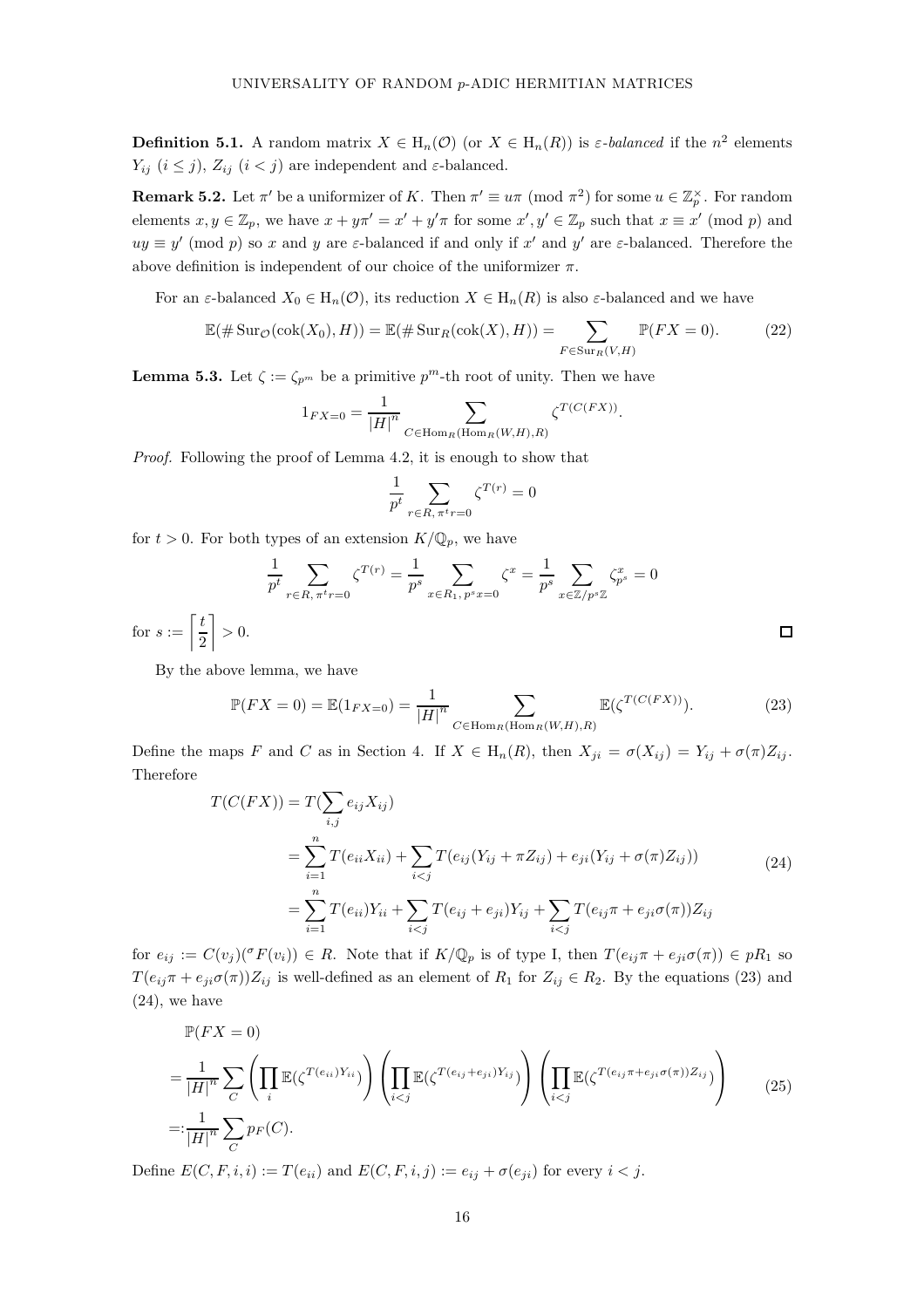**Definition 5.1.** A random matrix $X \in \mathrm{H}_n(\mathcal{O})$ (or $X \in \mathrm{H}_n(R)$) is *$\varepsilon$-balanced* if the $n^2$ elements $Y_{ij}$ $(i \leq j)$, $Z_{ij}$ $(i < j)$ are independent and $\varepsilon$-balanced.

**Remark 5.2.** Let $\pi'$ be a uniformizer of $K$. Then $\pi' \equiv u\pi \pmod{\pi^2}$ for some $u \in \mathbb{Z}_p^{\times}$. For random elements $x, y \in \mathbb{Z}_p$, we have $x + y\pi' = x' + y'\pi$ for some $x', y' \in \mathbb{Z}_p$ such that $x \equiv x' \pmod p$ and $uy \equiv y' \pmod p$ so $x$ and $y$ are $\varepsilon$-balanced if and only if $x'$ and $y'$ are $\varepsilon$-balanced. Therefore the above definition is independent of our choice of the uniformizer $\pi$.

For an $\varepsilon$-balanced $X_0 \in \mathrm{H}_n(\mathcal{O})$, its reduction $X \in \mathrm{H}_n(R)$ is also $\varepsilon$-balanced and we have

$$\mathbb{E}(\#\operatorname{Sur}_{\mathcal{O}}(\operatorname{cok}(X_0), H)) = \mathbb{E}(\#\operatorname{Sur}_R(\operatorname{cok}(X), H)) = \sum_{F \in \operatorname{Sur}_R(V,H)} \mathbb{P}(FX = 0). \tag{22}$$

**Lemma 5.3.** Let $\zeta := \zeta_{p^m}$ be a primitive $p^m$-th root of unity. Then we have

$$1_{FX=0} = \frac{1}{|H|^n} \sum_{C \in \operatorname{Hom}_R(\operatorname{Hom}_R(W,H),R)} \zeta^{T(C(FX))}.$$

*Proof.* Following the proof of Lemma 4.2, it is enough to show that

$$\frac{1}{p^t} \sum_{r \in R,\, \pi^t r = 0} \zeta^{T(r)} = 0$$

for $t > 0$. For both types of an extension $K/\mathbb{Q}_p$, we have

$$\frac{1}{p^t} \sum_{r \in R,\, \pi^t r = 0} \zeta^{T(r)} = \frac{1}{p^s} \sum_{x \in R_1,\, p^s x = 0} \zeta^x = \frac{1}{p^s} \sum_{x \in \mathbb{Z}/p^s\mathbb{Z}} \zeta_{p^s}^x = 0$$

for $s := \left\lceil \frac{t}{2} \right\rceil > 0$. $\square$

By the above lemma, we have

$$\mathbb{P}(FX = 0) = \mathbb{E}(1_{FX=0}) = \frac{1}{|H|^n} \sum_{C \in \operatorname{Hom}_R(\operatorname{Hom}_R(W,H),R)} \mathbb{E}(\zeta^{T(C(FX))}). \tag{23}$$

Define the maps $F$ and $C$ as in Section 4. If $X \in \mathrm{H}_n(R)$, then $X_{ji} = \sigma(X_{ij}) = Y_{ij} + \sigma(\pi)Z_{ij}$. Therefore

$$\begin{aligned}
T(C(FX)) &= T(\sum_{i,j} e_{ij} X_{ij}) \\
&= \sum_{i=1}^{n} T(e_{ii} X_{ii}) + \sum_{i<j} T(e_{ij}(Y_{ij} + \pi Z_{ij}) + e_{ji}(Y_{ij} + \sigma(\pi) Z_{ij})) \\
&= \sum_{i=1}^{n} T(e_{ii}) Y_{ii} + \sum_{i<j} T(e_{ij} + e_{ji}) Y_{ij} + \sum_{i<j} T(e_{ij}\pi + e_{ji}\sigma(\pi)) Z_{ij}
\end{aligned} \tag{24}$$

for $e_{ij} := C(v_j)({}^{\sigma}F(v_i)) \in R$. Note that if $K/\mathbb{Q}_p$ is of type I, then $T(e_{ij}\pi + e_{ji}\sigma(\pi)) \in pR_1$ so $T(e_{ij}\pi + e_{ji}\sigma(\pi))Z_{ij}$ is well-defined as an element of $R_1$ for $Z_{ij} \in R_2$. By the equations (23) and (24), we have

$$\begin{aligned}
&\mathbb{P}(FX = 0) \\
=& \frac{1}{|H|^n} \sum_{C} \left( \prod_{i} \mathbb{E}(\zeta^{T(e_{ii})Y_{ii}}) \right) \left( \prod_{i<j} \mathbb{E}(\zeta^{T(e_{ij}+e_{ji})Y_{ij}}) \right) \left( \prod_{i<j} \mathbb{E}(\zeta^{T(e_{ij}\pi + e_{ji}\sigma(\pi))Z_{ij}}) \right) \\
=:& \frac{1}{|H|^n} \sum_{C} p_F(C).
\end{aligned} \tag{25}$$

Define $E(C, F, i, i) := T(e_{ii})$ and $E(C, F, i, j) := e_{ij} + \sigma(e_{ji})$ for every $i < j$.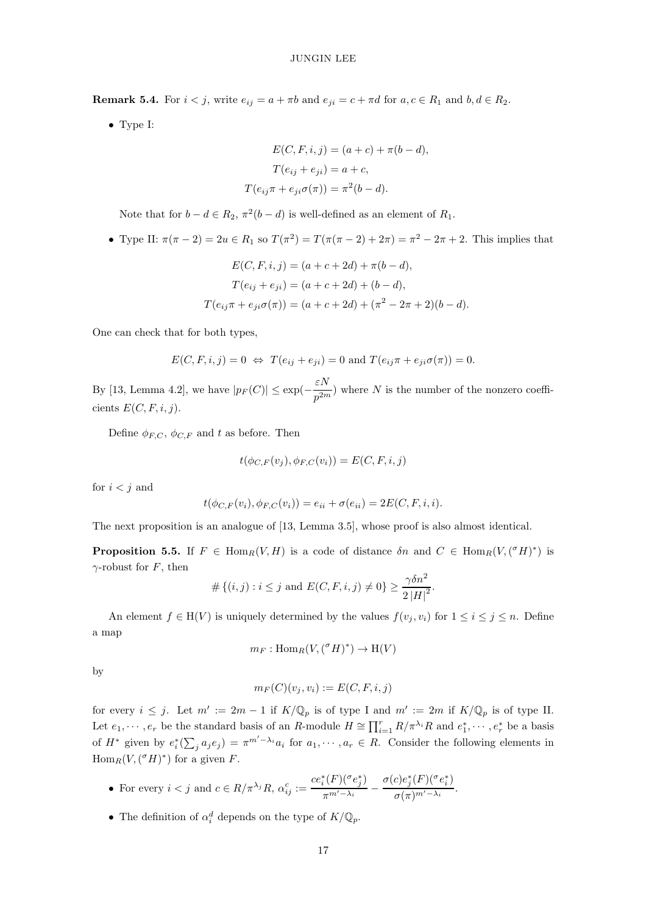**Remark 5.4.** For $i < j$, write $e_{ij} = a + \pi b$ and $e_{ji} = c + \pi d$ for $a, c \in R_1$ and $b, d \in R_2$.

- Type I:

$$E(C, F, i, j) = (a + c) + \pi(b - d),$$
$$T(e_{ij} + e_{ji}) = a + c,$$
$$T(e_{ij}\pi + e_{ji}\sigma(\pi)) = \pi^2(b - d).$$

Note that for $b - d \in R_2$, $\pi^2(b - d)$ is well-defined as an element of $R_1$.

- Type II: $\pi(\pi - 2) = 2u \in R_1$ so $T(\pi^2) = T(\pi(\pi - 2) + 2\pi) = \pi^2 - 2\pi + 2$. This implies that

$$E(C, F, i, j) = (a + c + 2d) + \pi(b - d),$$
$$T(e_{ij} + e_{ji}) = (a + c + 2d) + (b - d),$$
$$T(e_{ij}\pi + e_{ji}\sigma(\pi)) = (a + c + 2d) + (\pi^2 - 2\pi + 2)(b - d).$$

One can check that for both types,

$$E(C, F, i, j) = 0 \;\Leftrightarrow\; T(e_{ij} + e_{ji}) = 0 \text{ and } T(e_{ij}\pi + e_{ji}\sigma(\pi)) = 0.$$

By [13, Lemma 4.2], we have $|p_F(C)| \leq \exp(-\frac{\varepsilon N}{p^{2m}})$ where $N$ is the number of the nonzero coefficients $E(C, F, i, j)$.

Define $\phi_{F,C}$, $\phi_{C,F}$ and $t$ as before. Then

$$t(\phi_{C,F}(v_j), \phi_{F,C}(v_i)) = E(C, F, i, j)$$

for $i < j$ and

$$t(\phi_{C,F}(v_i), \phi_{F,C}(v_i)) = e_{ii} + \sigma(e_{ii}) = 2E(C, F, i, i).$$

The next proposition is an analogue of [13, Lemma 3.5], whose proof is also almost identical.

**Proposition 5.5.** If $F \in \mathrm{Hom}_R(V, H)$ is a code of distance $\delta n$ and $C \in \mathrm{Hom}_R(V, ({}^{\sigma}H)^*)$ is $\gamma$-robust for $F$, then

$$\#\{(i, j) : i \leq j \text{ and } E(C, F, i, j) \neq 0\} \geq \frac{\gamma \delta n^2}{2|H|^2}.$$

An element $f \in \mathrm{H}(V)$ is uniquely determined by the values $f(v_j, v_i)$ for $1 \leq i \leq j \leq n$. Define a map

$$m_F : \mathrm{Hom}_R(V, ({}^{\sigma}H)^*) \to \mathrm{H}(V)$$

by

$$m_F(C)(v_j, v_i) := E(C, F, i, j)$$

for every $i \leq j$. Let $m' := 2m - 1$ if $K/\mathbb{Q}_p$ is of type I and $m' := 2m$ if $K/\mathbb{Q}_p$ is of type II. Let $e_1, \cdots, e_r$ be the standard basis of an $R$-module $H \cong \prod_{i=1}^{r} R/\pi^{\lambda_i}R$ and $e_1^*, \cdots, e_r^*$ be a basis of $H^*$ given by $e_i^*(\sum_j a_j e_j) = \pi^{m' - \lambda_i} a_i$ for $a_1, \cdots, a_r \in R$. Consider the following elements in $\mathrm{Hom}_R(V, ({}^{\sigma}H)^*)$ for a given $F$.

- For every $i < j$ and $c \in R/\pi^{\lambda_j}R$, $\alpha_{ij}^c := \dfrac{c e_i^*(F)({}^{\sigma}e_j^*)}{\pi^{m' - \lambda_i}} - \dfrac{\sigma(c) e_j^*(F)({}^{\sigma}e_i^*)}{\sigma(\pi)^{m' - \lambda_i}}$.
- The definition of $\alpha_i^d$ depends on the type of $K/\mathbb{Q}_p$.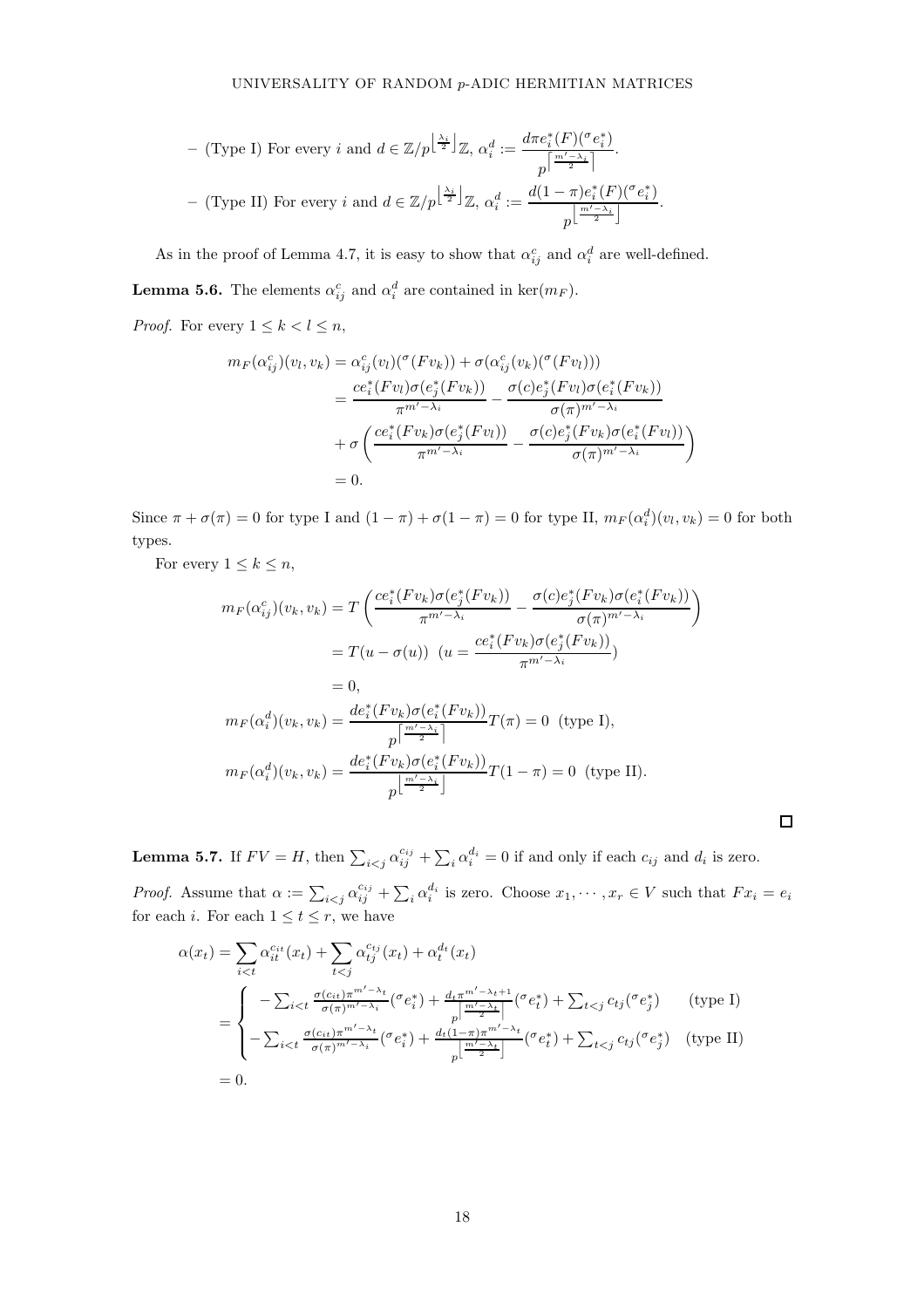– (Type I) For every $i$ and $d \in \mathbb{Z}/p^{\left\lfloor \frac{\lambda_i}{2} \right\rfloor}\mathbb{Z}$, $\alpha_i^d := \dfrac{d\pi e_i^*(F)({}^{\sigma}e_i^*)}{p^{\left\lceil \frac{m'-\lambda_i}{2} \right\rceil}}$.

– (Type II) For every $i$ and $d \in \mathbb{Z}/p^{\left\lfloor \frac{\lambda_i}{2} \right\rfloor}\mathbb{Z}$, $\alpha_i^d := \dfrac{d(1-\pi)e_i^*(F)({}^{\sigma}e_i^*)}{p^{\left\lfloor \frac{m'-\lambda_i}{2} \right\rfloor}}$.

As in the proof of Lemma 4.7, it is easy to show that $\alpha_{ij}^c$ and $\alpha_i^d$ are well-defined.

**Lemma 5.6.** The elements $\alpha_{ij}^c$ and $\alpha_i^d$ are contained in $\ker(m_F)$.

*Proof.* For every $1 \le k < l \le n$,

$$
\begin{aligned}
m_F(\alpha_{ij}^c)(v_l, v_k) &= \alpha_{ij}^c(v_l)({}^{\sigma}(Fv_k)) + \sigma(\alpha_{ij}^c(v_k)({}^{\sigma}(Fv_l))) \\
&= \frac{ce_i^*(Fv_l)\sigma(e_j^*(Fv_k))}{\pi^{m'-\lambda_i}} - \frac{\sigma(c)e_j^*(Fv_l)\sigma(e_i^*(Fv_k))}{\sigma(\pi)^{m'-\lambda_i}} \\
&\quad + \sigma\left( \frac{ce_i^*(Fv_k)\sigma(e_j^*(Fv_l))}{\pi^{m'-\lambda_i}} - \frac{\sigma(c)e_j^*(Fv_k)\sigma(e_i^*(Fv_l))}{\sigma(\pi)^{m'-\lambda_i}} \right) \\
&= 0.
\end{aligned}
$$

Since $\pi + \sigma(\pi) = 0$ for type I and $(1-\pi) + \sigma(1-\pi) = 0$ for type II, $m_F(\alpha_i^d)(v_l, v_k) = 0$ for both types.

For every $1 \le k \le n$,

$$
\begin{aligned}
m_F(\alpha_{ij}^c)(v_k, v_k) &= T\left( \frac{ce_i^*(Fv_k)\sigma(e_j^*(Fv_k))}{\pi^{m'-\lambda_i}} - \frac{\sigma(c)e_j^*(Fv_k)\sigma(e_i^*(Fv_k))}{\sigma(\pi)^{m'-\lambda_i}} \right) \\
&= T(u - \sigma(u)) \ \ (u = \frac{ce_i^*(Fv_k)\sigma(e_j^*(Fv_k))}{\pi^{m'-\lambda_i}}) \\
&= 0, \\
m_F(\alpha_i^d)(v_k, v_k) &= \frac{de_i^*(Fv_k)\sigma(e_i^*(Fv_k))}{p^{\left\lceil \frac{m'-\lambda_i}{2} \right\rceil}} T(\pi) = 0 \ \ \text{(type I)}, \\
m_F(\alpha_i^d)(v_k, v_k) &= \frac{de_i^*(Fv_k)\sigma(e_i^*(Fv_k))}{p^{\left\lfloor \frac{m'-\lambda_i}{2} \right\rfloor}} T(1-\pi) = 0 \ \ \text{(type II)}.
\end{aligned}
$$

□

**Lemma 5.7.** If $FV = H$, then $\sum_{i<j} \alpha_{ij}^{c_{ij}} + \sum_i \alpha_i^{d_i} = 0$ if and only if each $c_{ij}$ and $d_i$ is zero.

*Proof.* Assume that $\alpha := \sum_{i<j} \alpha_{ij}^{c_{ij}} + \sum_i \alpha_i^{d_i}$ is zero. Choose $x_1, \cdots, x_r \in V$ such that $Fx_i = e_i$ for each $i$. For each $1 \le t \le r$, we have

$$
\begin{aligned}
\alpha(x_t) &= \sum_{i<t} \alpha_{it}^{c_{it}}(x_t) + \sum_{t<j} \alpha_{tj}^{c_{tj}}(x_t) + \alpha_t^{d_t}(x_t) \\
&= \begin{cases} -\sum_{i<t} \frac{\sigma(c_{it})\pi^{m'-\lambda_t}}{\sigma(\pi)^{m'-\lambda_i}}({}^{\sigma}e_i^*) + \frac{d_t \pi^{m'-\lambda_t+1}}{p^{\left\lceil \frac{m'-\lambda_t}{2} \right\rceil}}({}^{\sigma}e_t^*) + \sum_{t<j} c_{tj}({}^{\sigma}e_j^*) & \text{(type I)} \\ -\sum_{i<t} \frac{\sigma(c_{it})\pi^{m'-\lambda_t}}{\sigma(\pi)^{m'-\lambda_i}}({}^{\sigma}e_i^*) + \frac{d_t(1-\pi)\pi^{m'-\lambda_t}}{p^{\left\lfloor \frac{m'-\lambda_t}{2} \right\rfloor}}({}^{\sigma}e_t^*) + \sum_{t<j} c_{tj}({}^{\sigma}e_j^*) & \text{(type II)} \end{cases} \\
&= 0.
\end{aligned}
$$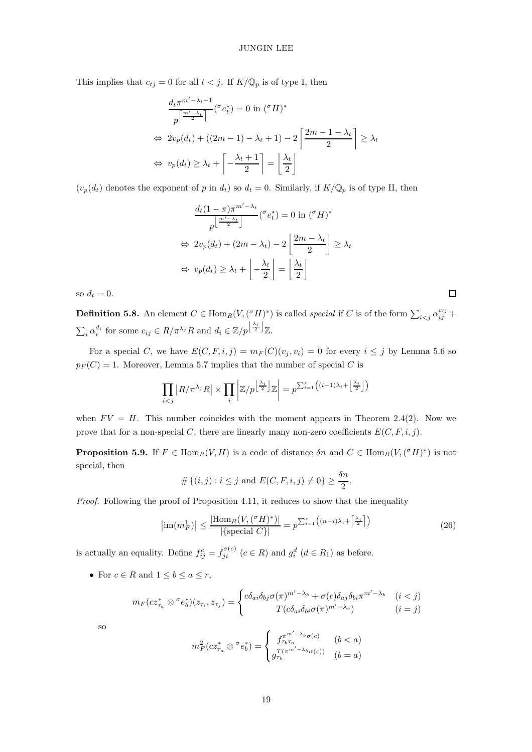This implies that $c_{tj} = 0$ for all $t < j$. If $K/\mathbb{Q}_p$ is of type I, then

$$\begin{aligned}
&\frac{d_t \pi^{m'-\lambda_t+1}}{p^{\left\lceil \frac{m'-\lambda_t}{2} \right\rceil}}({}^\sigma e_t^*) = 0 \text{ in } ({}^\sigma H)^* \\
\Leftrightarrow\ & 2v_p(d_t) + ((2m-1) - \lambda_t + 1) - 2\left\lceil \frac{2m-1-\lambda_t}{2} \right\rceil \geq \lambda_t \\
\Leftrightarrow\ & v_p(d_t) \geq \lambda_t + \left\lceil -\frac{\lambda_t+1}{2} \right\rceil = \left\lfloor \frac{\lambda_t}{2} \right\rfloor
\end{aligned}$$

($v_p(d_t)$ denotes the exponent of $p$ in $d_t$) so $d_t = 0$. Similarly, if $K/\mathbb{Q}_p$ is of type II, then

$$\begin{aligned}
&\frac{d_t (1-\pi)\pi^{m'-\lambda_t}}{p^{\left\lfloor \frac{m'-\lambda_t}{2} \right\rfloor}}({}^\sigma e_t^*) = 0 \text{ in } ({}^\sigma H)^* \\
\Leftrightarrow\ & 2v_p(d_t) + (2m - \lambda_t) - 2\left\lfloor \frac{2m-\lambda_t}{2} \right\rfloor \geq \lambda_t \\
\Leftrightarrow\ & v_p(d_t) \geq \lambda_t + \left\lfloor -\frac{\lambda_t}{2} \right\rfloor = \left\lfloor \frac{\lambda_t}{2} \right\rfloor
\end{aligned}$$

so $d_t = 0$. $\square$

**Definition 5.8.** An element $C \in \mathrm{Hom}_R(V, ({}^\sigma H)^*)$ is called *special* if $C$ is of the form $\sum_{i<j} \alpha_{ij}^{c_{ij}} + \sum_i \alpha_i^{d_i}$ for some $c_{ij} \in R/\pi^{\lambda_j}R$ and $d_i \in \mathbb{Z}/p^{\left\lfloor \frac{\lambda_i}{2} \right\rfloor}\mathbb{Z}$.

For a special $C$, we have $E(C, F, i, j) = m_F(C)(v_j, v_i) = 0$ for every $i \leq j$ by Lemma 5.6 so $p_F(C) = 1$. Moreover, Lemma 5.7 implies that the number of special $C$ is

$$\prod_{i<j} \left| R/\pi^{\lambda_j} R \right| \times \prod_i \left| \mathbb{Z}/p^{\left\lfloor \frac{\lambda_i}{2} \right\rfloor} \mathbb{Z} \right| = p^{\sum_{i=1}^r \left( (i-1)\lambda_i + \left\lfloor \frac{\lambda_i}{2} \right\rfloor \right)}$$

when $FV = H$. This number coincides with the moment appears in Theorem 2.4(2). Now we prove that for a non-special $C$, there are linearly many non-zero coefficients $E(C, F, i, j)$.

**Proposition 5.9.** If $F \in \mathrm{Hom}_R(V, H)$ is a code of distance $\delta n$ and $C \in \mathrm{Hom}_R(V, ({}^\sigma H)^*)$ is not special, then

$$\#\{(i,j) : i \leq j \text{ and } E(C, F, i, j) \neq 0\} \geq \frac{\delta n}{2}.$$

*Proof.* Following the proof of Proposition 4.11, it reduces to show that the inequality

$$\left| \mathrm{im}(m_F^1) \right| \leq \frac{|\mathrm{Hom}_R(V, ({}^\sigma H)^*)|}{|\{\text{special } C\}|} = p^{\sum_{i=1}^r \left( (n-i)\lambda_i + \left\lceil \frac{\lambda_i}{2} \right\rceil \right)} \tag{26}$$

is actually an equality. Define $f_{ij}^c = f_{ji}^{\sigma(c)}$ ($c \in R$) and $g_i^d$ ($d \in R_1$) as before.

- For $c \in R$ and $1 \leq b \leq a \leq r$,

$$m_F(cz_{\tau_a}^* \otimes {}^\sigma e_b^*)(z_{\tau_i}, z_{\tau_j}) = \begin{cases} c\delta_{ai}\delta_{bj}\sigma(\pi)^{m'-\lambda_b} + \sigma(c)\delta_{aj}\delta_{bi}\pi^{m'-\lambda_b} & (i < j) \\ T(c\delta_{ai}\delta_{bi}\sigma(\pi)^{m'-\lambda_b}) & (i = j) \end{cases}$$

so

$$m_F^2(cz_{\tau_a}^* \otimes {}^\sigma e_b^*) = \begin{cases} f_{\tau_b \tau_a}^{\pi^{m'-\lambda_b}\sigma(c)} & (b < a) \\ g_{\tau_b}^{T(\pi^{m'-\lambda_b}\sigma(c))} & (b = a) \end{cases}$$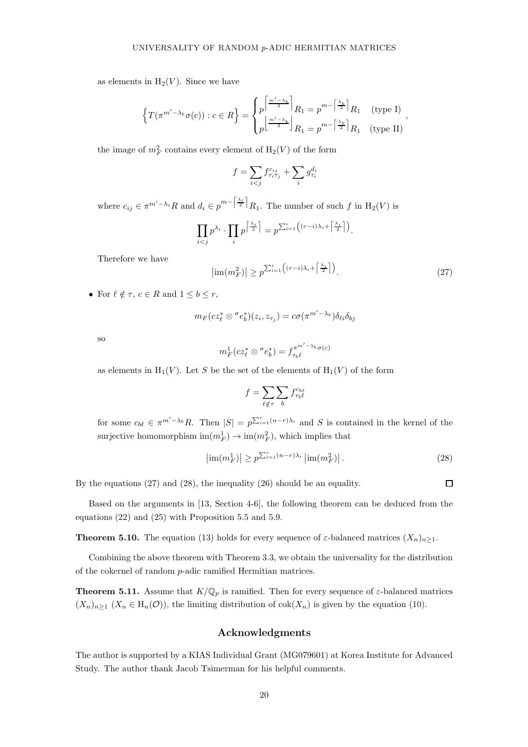as elements in $\mathrm{H}_2(V)$. Since we have

$$\left\{T(\pi^{m'-\lambda_b}\sigma(c)) : c \in R\right\} = \begin{cases} p^{\left\lceil \frac{m'-\lambda_b}{2} \right\rceil} R_1 = p^{m-\left\lceil \frac{\lambda_b}{2} \right\rceil} R_1 & \text{(type I)} \\ p^{\left\lfloor \frac{m'-\lambda_b}{2} \right\rfloor} R_1 = p^{m-\left\lceil \frac{\lambda_b}{2} \right\rceil} R_1 & \text{(type II)} \end{cases},$$

the image of $m_F^2$ contains every element of $\mathrm{H}_2(V)$ of the form

$$f = \sum_{i<j} f_{\tau_i \tau_j}^{c_{ij}} + \sum_i g_{\tau_i}^{d_i}$$

where $c_{ij} \in \pi^{m'-\lambda_i} R$ and $d_i \in p^{m-\left\lceil \frac{\lambda_i}{2} \right\rceil} R_1$. The number of such $f$ in $\mathrm{H}_2(V)$ is

$$\prod_{i<j} p^{\lambda_i} \cdot \prod_i p^{\left\lceil \frac{\lambda_i}{2} \right\rceil} = p^{\sum_{i=1}^r \left((r-i)\lambda_i + \left\lceil \frac{\lambda_i}{2} \right\rceil\right)}.$$

Therefore we have

$$\left|\mathrm{im}(m_F^2)\right| \geq p^{\sum_{i=1}^r \left((r-i)\lambda_i + \left\lceil \frac{\lambda_i}{2} \right\rceil\right)}. \tag{27}$$

- For $\ell \notin \tau$, $c \in R$ and $1 \leq b \leq r$,

$$m_F(cz_\ell^* \otimes {}^\sigma e_b^*)(z_i, z_{\tau_j}) = c\sigma(\pi^{m'-\lambda_b})\delta_{\ell i}\delta_{bj}$$

so

$$m_F^1(cz_\ell^* \otimes {}^\sigma e_b^*) = f_{\tau_b \ell}^{\pi^{m'-\lambda_b}\sigma(c)}$$

as elements in $\mathrm{H}_1(V)$. Let $S$ be the set of the elements of $\mathrm{H}_1(V)$ of the form

$$f = \sum_{\ell \notin \tau} \sum_b f_{\tau_b \ell}^{c_{b\ell}}$$

for some $c_{b\ell} \in \pi^{m'-\lambda_b} R$. Then $|S| = p^{\sum_{i=1}^r (n-r)\lambda_i}$ and $S$ is contained in the kernel of the surjective homomorphism $\mathrm{im}(m_F^1) \to \mathrm{im}(m_F^2)$, which implies that

$$\left|\mathrm{im}(m_F^1)\right| \geq p^{\sum_{i=1}^r (n-r)\lambda_i} \left|\mathrm{im}(m_F^2)\right|. \tag{28}$$

By the equations (27) and (28), the inequality (26) should be an equality. □

Based on the arguments in [13, Section 4-6], the following theorem can be deduced from the equations (22) and (25) with Proposition 5.5 and 5.9.

**Theorem 5.10.** The equation (13) holds for every sequence of $\varepsilon$-balanced matrices $(X_n)_{n\geq 1}$.

Combining the above theorem with Theorem 3.3, we obtain the universality for the distribution of the cokernel of random $p$-adic ramified Hermitian matrices.

**Theorem 5.11.** Assume that $K/\mathbb{Q}_p$ is ramified. Then for every sequence of $\varepsilon$-balanced matrices $(X_n)_{n\geq 1}$ ($X_n \in \mathrm{H}_n(\mathcal{O})$), the limiting distribution of $\mathrm{cok}(X_n)$ is given by the equation (10).

## Acknowledgments

The author is supported by a KIAS Individual Grant (MG079601) at Korea Institute for Advanced Study. The author thank Jacob Tsimerman for his helpful comments.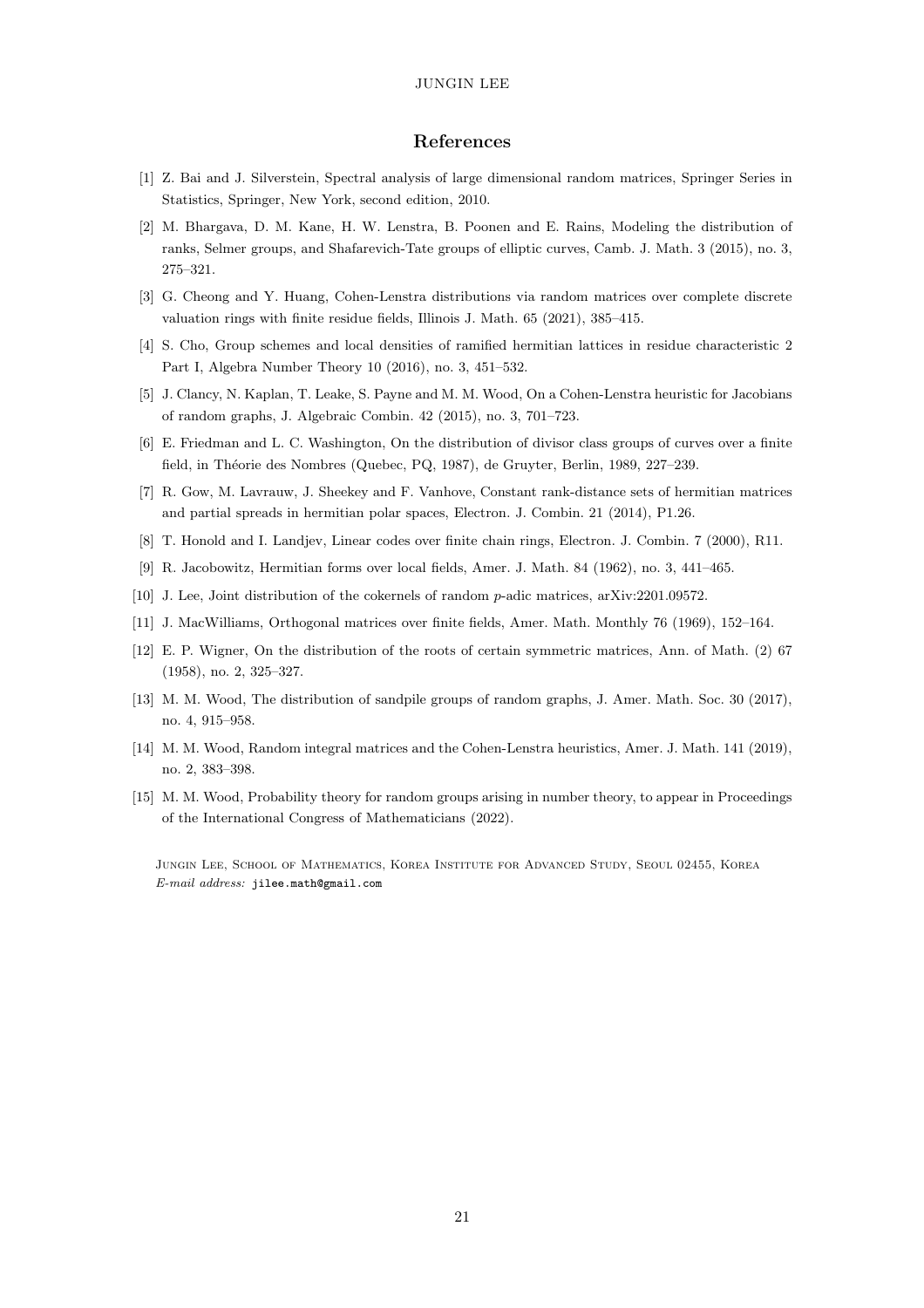## References

[1] Z. Bai and J. Silverstein, Spectral analysis of large dimensional random matrices, Springer Series in Statistics, Springer, New York, second edition, 2010.

[2] M. Bhargava, D. M. Kane, H. W. Lenstra, B. Poonen and E. Rains, Modeling the distribution of ranks, Selmer groups, and Shafarevich-Tate groups of elliptic curves, Camb. J. Math. 3 (2015), no. 3, 275–321.

[3] G. Cheong and Y. Huang, Cohen-Lenstra distributions via random matrices over complete discrete valuation rings with finite residue fields, Illinois J. Math. 65 (2021), 385–415.

[4] S. Cho, Group schemes and local densities of ramified hermitian lattices in residue characteristic 2 Part I, Algebra Number Theory 10 (2016), no. 3, 451–532.

[5] J. Clancy, N. Kaplan, T. Leake, S. Payne and M. M. Wood, On a Cohen-Lenstra heuristic for Jacobians of random graphs, J. Algebraic Combin. 42 (2015), no. 3, 701–723.

[6] E. Friedman and L. C. Washington, On the distribution of divisor class groups of curves over a finite field, in Théorie des Nombres (Quebec, PQ, 1987), de Gruyter, Berlin, 1989, 227–239.

[7] R. Gow, M. Lavrauw, J. Sheekey and F. Vanhove, Constant rank-distance sets of hermitian matrices and partial spreads in hermitian polar spaces, Electron. J. Combin. 21 (2014), P1.26.

[8] T. Honold and I. Landjev, Linear codes over finite chain rings, Electron. J. Combin. 7 (2000), R11.

[9] R. Jacobowitz, Hermitian forms over local fields, Amer. J. Math. 84 (1962), no. 3, 441–465.

[10] J. Lee, Joint distribution of the cokernels of random $p$-adic matrices, arXiv:2201.09572.

[11] J. MacWilliams, Orthogonal matrices over finite fields, Amer. Math. Monthly 76 (1969), 152–164.

[12] E. P. Wigner, On the distribution of the roots of certain symmetric matrices, Ann. of Math. (2) 67 (1958), no. 2, 325–327.

[13] M. M. Wood, The distribution of sandpile groups of random graphs, J. Amer. Math. Soc. 30 (2017), no. 4, 915–958.

[14] M. M. Wood, Random integral matrices and the Cohen-Lenstra heuristics, Amer. J. Math. 141 (2019), no. 2, 383–398.

[15] M. M. Wood, Probability theory for random groups arising in number theory, to appear in Proceedings of the International Congress of Mathematicians (2022).

Jungin Lee, School of Mathematics, Korea Institute for Advanced Study, Seoul 02455, Korea
*E-mail address:* jilee.math@gmail.com